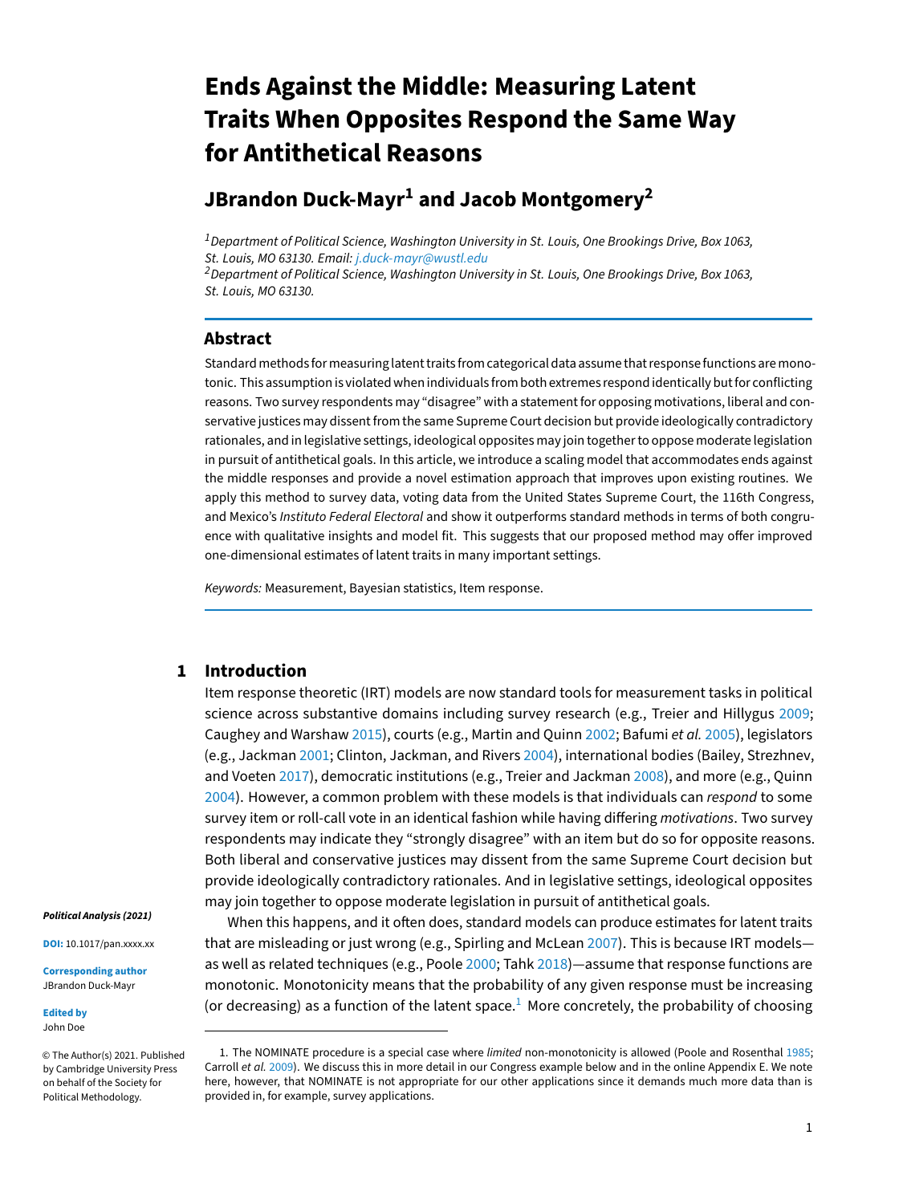# Ends Against the Middle: Measuring Latent Traits When Opposites Respond the Same Way for Antithetical Reasons

## JBrandon Duck-Mayr[1] and Jacob Montgomery[2]

[1] *Department of Political Science, Washington University in St. Louis, One Brookings Drive, Box 1063, St. Louis, MO 63130. Email: j.duck-mayr@wustl.edu*
[2] *Department of Political Science, Washington University in St. Louis, One Brookings Drive, Box 1063, St. Louis, MO 63130.*

## Abstract

Standard methods for measuring latent traits from categorical data assume that response functions are monotonic. This assumption is violated when individuals from both extremes respond identically but for conflicting reasons. Two survey respondents may "disagree" with a statement for opposing motivations, liberal and conservative justices may dissent from the same Supreme Court decision but provide ideologically contradictory rationales, and in legislative settings, ideological opposites may join together to oppose moderate legislation in pursuit of antithetical goals. In this article, we introduce a scaling model that accommodates ends against the middle responses and provide a novel estimation approach that improves upon existing routines. We apply this method to survey data, voting data from the United States Supreme Court, the 116th Congress, and Mexico's *Instituto Federal Electoral* and show it outperforms standard methods in terms of both congruence with qualitative insights and model fit. This suggests that our proposed method may offer improved one-dimensional estimates of latent traits in many important settings.

*Keywords:* Measurement, Bayesian statistics, Item response.

**Political Analysis (2021)**

**DOI:** 10.1017/pan.xxxx.xx

**Corresponding author**
JBrandon Duck-Mayr

**Edited by**
John Doe

© The Author(s) 2021. Published by Cambridge University Press on behalf of the Society for Political Methodology.

## 1 Introduction

Item response theoretic (IRT) models are now standard tools for measurement tasks in political science across substantive domains including survey research (e.g., Treier and Hillygus 2009; Caughey and Warshaw 2015), courts (e.g., Martin and Quinn 2002; Bafumi *et al.* 2005), legislators (e.g., Jackman 2001; Clinton, Jackman, and Rivers 2004), international bodies (Bailey, Strezhnev, and Voeten 2017), democratic institutions (e.g., Treier and Jackman 2008), and more (e.g., Quinn 2004). However, a common problem with these models is that individuals can *respond* to some survey item or roll-call vote in an identical fashion while having differing *motivations*. Two survey respondents may indicate they "strongly disagree" with an item but do so for opposite reasons. Both liberal and conservative justices may dissent from the same Supreme Court decision but provide ideologically contradictory rationales. And in legislative settings, ideological opposites may join together to oppose moderate legislation in pursuit of antithetical goals.

When this happens, and it often does, standard models can produce estimates for latent traits that are misleading or just wrong (e.g., Spirling and McLean 2007). This is because IRT models—as well as related techniques (e.g., Poole 2000; Tahk 2018)—assume that response functions are monotonic. Monotonicity means that the probability of any given response must be increasing (or decreasing) as a function of the latent space.[1] More concretely, the probability of choosing

1. The NOMINATE procedure is a special case where *limited* non-monotonicity is allowed (Poole and Rosenthal 1985; Carroll *et al.* 2009). We discuss this in more detail in our Congress example below and in the online Appendix E. We note here, however, that NOMINATE is not appropriate for our other applications since it demands much more data than is provided in, for example, survey applications.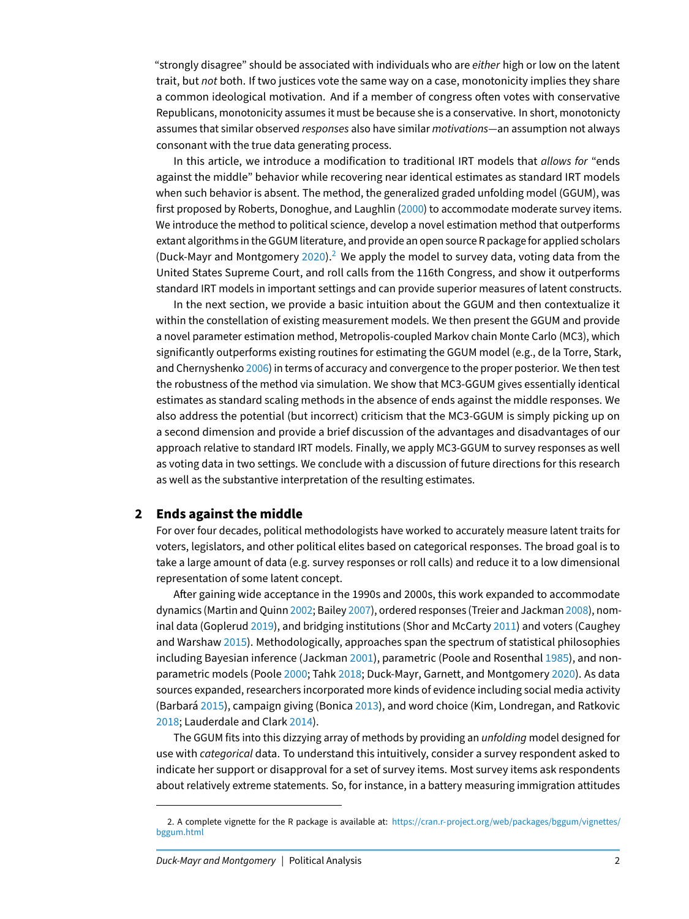"strongly disagree" should be associated with individuals who are *either* high or low on the latent trait, but *not* both. If two justices vote the same way on a case, monotonicity implies they share a common ideological motivation. And if a member of congress often votes with conservative Republicans, monotonicity assumes it must be because she is a conservative. In short, monotonicty assumes that similar observed *responses* also have similar *motivations*—an assumption not always consonant with the true data generating process.

In this article, we introduce a modification to traditional IRT models that *allows for* "ends against the middle" behavior while recovering near identical estimates as standard IRT models when such behavior is absent. The method, the generalized graded unfolding model (GGUM), was first proposed by Roberts, Donoghue, and Laughlin (2000) to accommodate moderate survey items. We introduce the method to political science, develop a novel estimation method that outperforms extant algorithms in the GGUM literature, and provide an open source R package for applied scholars (Duck-Mayr and Montgomery 2020).[2] We apply the model to survey data, voting data from the United States Supreme Court, and roll calls from the 116th Congress, and show it outperforms standard IRT models in important settings and can provide superior measures of latent constructs.

In the next section, we provide a basic intuition about the GGUM and then contextualize it within the constellation of existing measurement models. We then present the GGUM and provide a novel parameter estimation method, Metropolis-coupled Markov chain Monte Carlo (MC3), which significantly outperforms existing routines for estimating the GGUM model (e.g., de la Torre, Stark, and Chernyshenko 2006) in terms of accuracy and convergence to the proper posterior. We then test the robustness of the method via simulation. We show that MC3-GGUM gives essentially identical estimates as standard scaling methods in the absence of ends against the middle responses. We also address the potential (but incorrect) criticism that the MC3-GGUM is simply picking up on a second dimension and provide a brief discussion of the advantages and disadvantages of our approach relative to standard IRT models. Finally, we apply MC3-GGUM to survey responses as well as voting data in two settings. We conclude with a discussion of future directions for this research as well as the substantive interpretation of the resulting estimates.

## 2 Ends against the middle

For over four decades, political methodologists have worked to accurately measure latent traits for voters, legislators, and other political elites based on categorical responses. The broad goal is to take a large amount of data (e.g. survey responses or roll calls) and reduce it to a low dimensional representation of some latent concept.

After gaining wide acceptance in the 1990s and 2000s, this work expanded to accommodate dynamics (Martin and Quinn 2002; Bailey 2007), ordered responses (Treier and Jackman 2008), nominal data (Goplerud 2019), and bridging institutions (Shor and McCarty 2011) and voters (Caughey and Warshaw 2015). Methodologically, approaches span the spectrum of statistical philosophies including Bayesian inference (Jackman 2001), parametric (Poole and Rosenthal 1985), and non-parametric models (Poole 2000; Tahk 2018; Duck-Mayr, Garnett, and Montgomery 2020). As data sources expanded, researchers incorporated more kinds of evidence including social media activity (Barbará 2015), campaign giving (Bonica 2013), and word choice (Kim, Londregan, and Ratkovic 2018; Lauderdale and Clark 2014).

The GGUM fits into this dizzying array of methods by providing an *unfolding* model designed for use with *categorical* data. To understand this intuitively, consider a survey respondent asked to indicate her support or disapproval for a set of survey items. Most survey items ask respondents about relatively extreme statements. So, for instance, in a battery measuring immigration attitudes

2. A complete vignette for the R package is available at: https://cran.r-project.org/web/packages/bggum/vignettes/bggum.html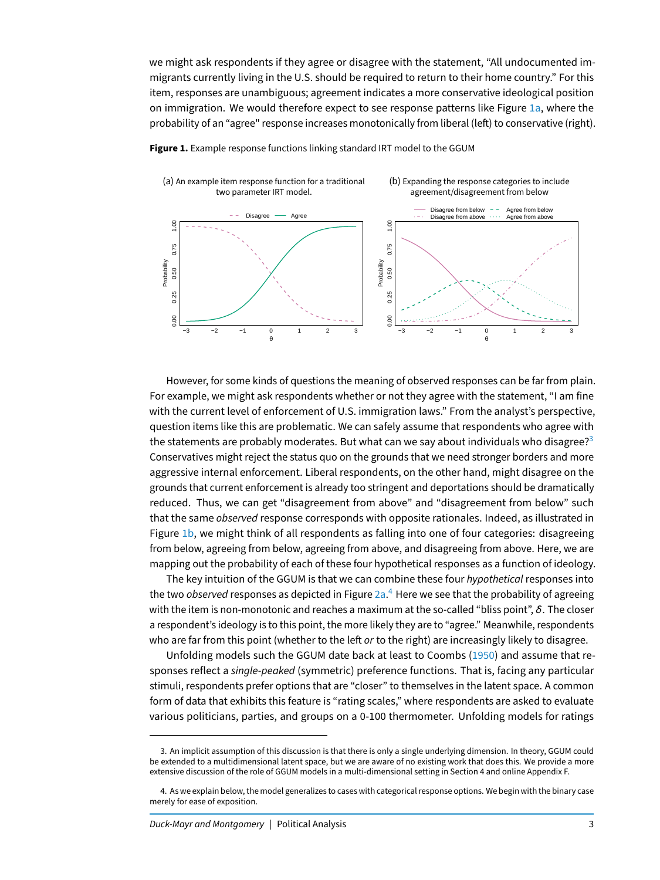we might ask respondents if they agree or disagree with the statement, "All undocumented immigrants currently living in the U.S. should be required to return to their home country." For this item, responses are unambiguous; agreement indicates a more conservative ideological position on immigration. We would therefore expect to see response patterns like Figure 1a, where the probability of an "agree" response increases monotonically from liberal (left) to conservative (right).

**Figure 1.** Example response functions linking standard IRT model to the GGUM

(a) An example item response function for a traditional two parameter IRT model.

(b) Expanding the response categories to include agreement/disagreement from below

However, for some kinds of questions the meaning of observed responses can be far from plain. For example, we might ask respondents whether or not they agree with the statement, "I am fine with the current level of enforcement of U.S. immigration laws." From the analyst's perspective, question items like this are problematic. We can safely assume that respondents who agree with the statements are probably moderates. But what can we say about individuals who disagree?[3] Conservatives might reject the status quo on the grounds that we need stronger borders and more aggressive internal enforcement. Liberal respondents, on the other hand, might disagree on the grounds that current enforcement is already too stringent and deportations should be dramatically reduced. Thus, we can get "disagreement from above" and "disagreement from below" such that the same *observed* response corresponds with opposite rationales. Indeed, as illustrated in Figure 1b, we might think of all respondents as falling into one of four categories: disagreeing from below, agreeing from below, agreeing from above, and disagreeing from above. Here, we are mapping out the probability of each of these four hypothetical responses as a function of ideology.

The key intuition of the GGUM is that we can combine these four *hypothetical* responses into the two *observed* responses as depicted in Figure 2a.[4] Here we see that the probability of agreeing with the item is non-monotonic and reaches a maximum at the so-called "bliss point", $\delta$. The closer a respondent's ideology is to this point, the more likely they are to "agree." Meanwhile, respondents who are far from this point (whether to the left *or* to the right) are increasingly likely to disagree.

Unfolding models such the GGUM date back at least to Coombs (1950) and assume that responses reflect a *single-peaked* (symmetric) preference functions. That is, facing any particular stimuli, respondents prefer options that are "closer" to themselves in the latent space. A common form of data that exhibits this feature is "rating scales," where respondents are asked to evaluate various politicians, parties, and groups on a 0-100 thermometer. Unfolding models for ratings

---

3. An implicit assumption of this discussion is that there is only a single underlying dimension. In theory, GGUM could be extended to a multidimensional latent space, but we are aware of no existing work that does this. We provide a more extensive discussion of the role of GGUM models in a multi-dimensional setting in Section 4 and online Appendix F.

4. As we explain below, the model generalizes to cases with categorical response options. We begin with the binary case merely for ease of exposition.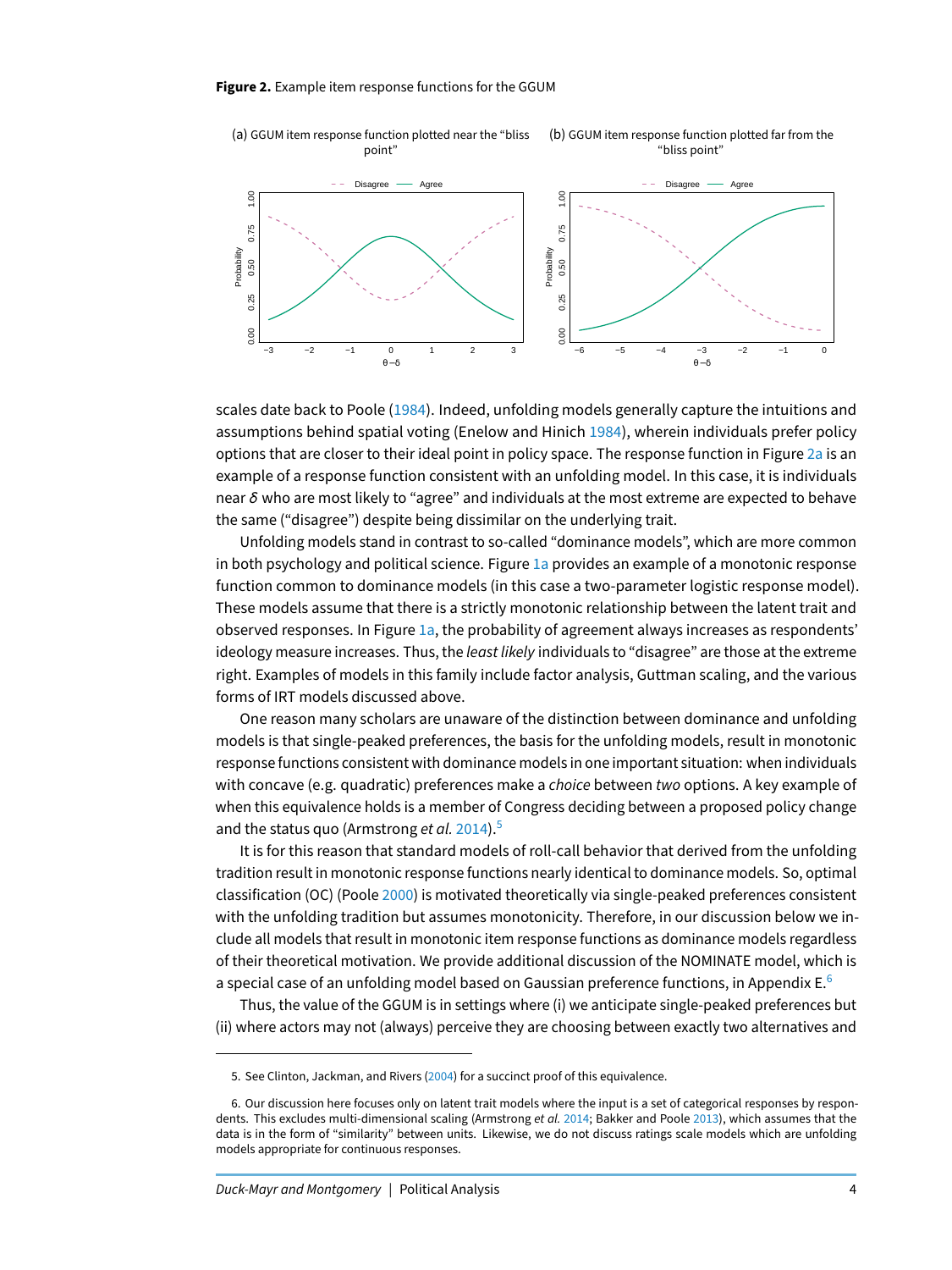**Figure 2.** Example item response functions for the GGUM

(a) GGUM item response function plotted near the "bliss point"

(b) GGUM item response function plotted far from the "bliss point"

scales date back to Poole (1984). Indeed, unfolding models generally capture the intuitions and assumptions behind spatial voting (Enelow and Hinich 1984), wherein individuals prefer policy options that are closer to their ideal point in policy space. The response function in Figure 2a is an example of a response function consistent with an unfolding model. In this case, it is individuals near $\delta$ who are most likely to "agree" and individuals at the most extreme are expected to behave the same ("disagree") despite being dissimilar on the underlying trait.

Unfolding models stand in contrast to so-called "dominance models", which are more common in both psychology and political science. Figure 1a provides an example of a monotonic response function common to dominance models (in this case a two-parameter logistic response model). These models assume that there is a strictly monotonic relationship between the latent trait and observed responses. In Figure 1a, the probability of agreement always increases as respondents' ideology measure increases. Thus, the *least likely* individuals to "disagree" are those at the extreme right. Examples of models in this family include factor analysis, Guttman scaling, and the various forms of IRT models discussed above.

One reason many scholars are unaware of the distinction between dominance and unfolding models is that single-peaked preferences, the basis for the unfolding models, result in monotonic response functions consistent with dominance models in one important situation: when individuals with concave (e.g. quadratic) preferences make a *choice* between *two* options. A key example of when this equivalence holds is a member of Congress deciding between a proposed policy change and the status quo (Armstrong *et al.* 2014).[5]

It is for this reason that standard models of roll-call behavior that derived from the unfolding tradition result in monotonic response functions nearly identical to dominance models. So, optimal classification (OC) (Poole 2000) is motivated theoretically via single-peaked preferences consistent with the unfolding tradition but assumes monotonicity. Therefore, in our discussion below we include all models that result in monotonic item response functions as dominance models regardless of their theoretical motivation. We provide additional discussion of the NOMINATE model, which is a special case of an unfolding model based on Gaussian preference functions, in Appendix E.[6]

Thus, the value of the GGUM is in settings where (i) we anticipate single-peaked preferences but (ii) where actors may not (always) perceive they are choosing between exactly two alternatives and

5. See Clinton, Jackman, and Rivers (2004) for a succinct proof of this equivalence.

6. Our discussion here focuses only on latent trait models where the input is a set of categorical responses by respondents. This excludes multi-dimensional scaling (Armstrong *et al.* 2014; Bakker and Poole 2013), which assumes that the data is in the form of "similarity" between units. Likewise, we do not discuss ratings scale models which are unfolding models appropriate for continuous responses.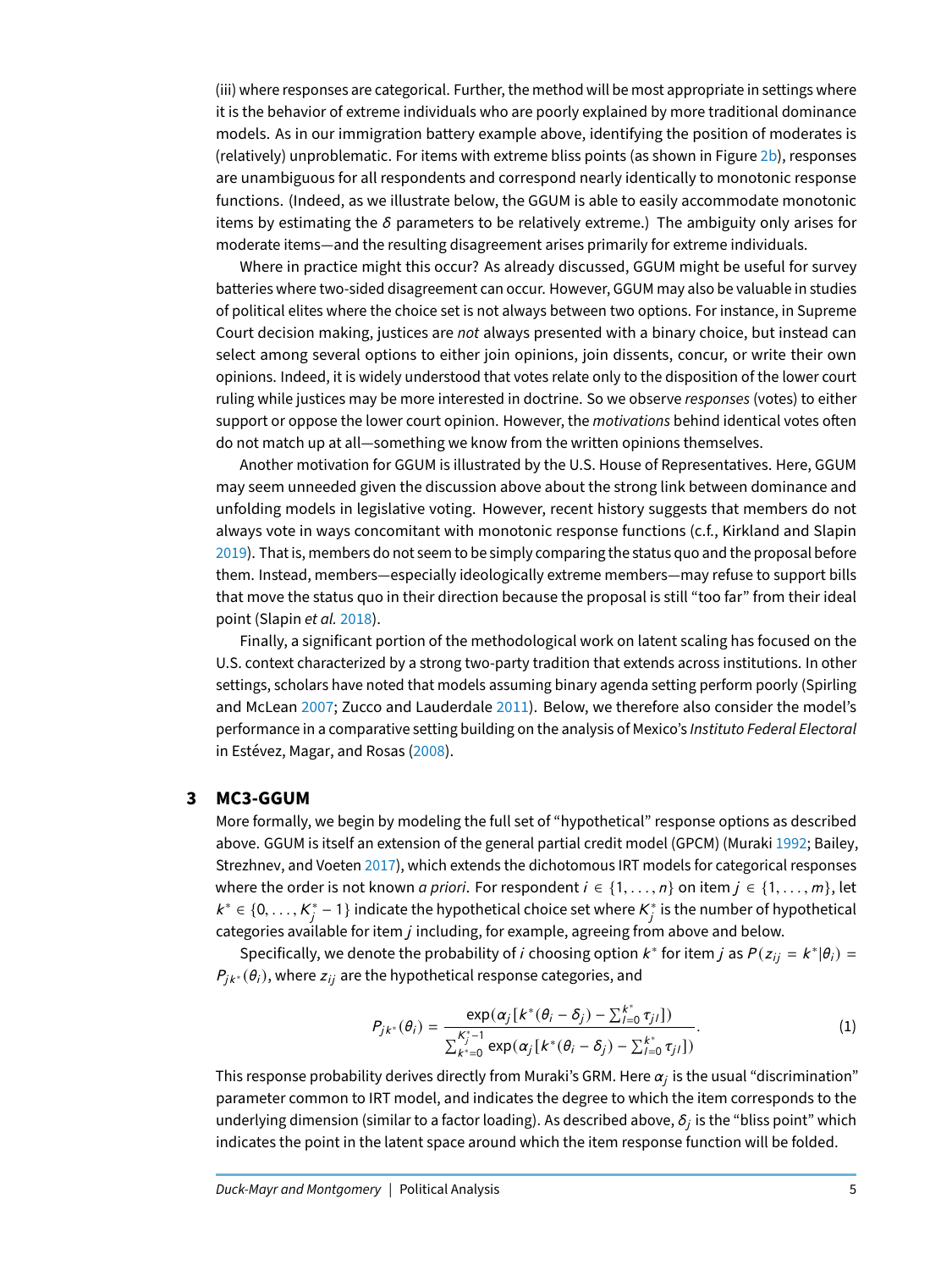(iii) where responses are categorical. Further, the method will be most appropriate in settings where it is the behavior of extreme individuals who are poorly explained by more traditional dominance models. As in our immigration battery example above, identifying the position of moderates is (relatively) unproblematic. For items with extreme bliss points (as shown in Figure 2b), responses are unambiguous for all respondents and correspond nearly identically to monotonic response functions. (Indeed, as we illustrate below, the GGUM is able to easily accommodate monotonic items by estimating the $\delta$ parameters to be relatively extreme.) The ambiguity only arises for moderate items—and the resulting disagreement arises primarily for extreme individuals.

Where in practice might this occur? As already discussed, GGUM might be useful for survey batteries where two-sided disagreement can occur. However, GGUM may also be valuable in studies of political elites where the choice set is not always between two options. For instance, in Supreme Court decision making, justices are *not* always presented with a binary choice, but instead can select among several options to either join opinions, join dissents, concur, or write their own opinions. Indeed, it is widely understood that votes relate only to the disposition of the lower court ruling while justices may be more interested in doctrine. So we observe *responses* (votes) to either support or oppose the lower court opinion. However, the *motivations* behind identical votes often do not match up at all—something we know from the written opinions themselves.

Another motivation for GGUM is illustrated by the U.S. House of Representatives. Here, GGUM may seem unneeded given the discussion above about the strong link between dominance and unfolding models in legislative voting. However, recent history suggests that members do not always vote in ways concomitant with monotonic response functions (c.f., Kirkland and Slapin 2019). That is, members do not seem to be simply comparing the status quo and the proposal before them. Instead, members—especially ideologically extreme members—may refuse to support bills that move the status quo in their direction because the proposal is still "too far" from their ideal point (Slapin *et al.* 2018).

Finally, a significant portion of the methodological work on latent scaling has focused on the U.S. context characterized by a strong two-party tradition that extends across institutions. In other settings, scholars have noted that models assuming binary agenda setting perform poorly (Spirling and McLean 2007; Zucco and Lauderdale 2011). Below, we therefore also consider the model's performance in a comparative setting building on the analysis of Mexico's *Instituto Federal Electoral* in Estévez, Magar, and Rosas (2008).

## 3 MC3-GGUM

More formally, we begin by modeling the full set of "hypothetical" response options as described above. GGUM is itself an extension of the general partial credit model (GPCM) (Muraki 1992; Bailey, Strezhnev, and Voeten 2017), which extends the dichotomous IRT models for categorical responses where the order is not known *a priori*. For respondent $i \in \{1, \ldots, n\}$ on item $j \in \{1, \ldots, m\}$, let $k^* \in \{0, \ldots, K_j^* - 1\}$ indicate the hypothetical choice set where $K_j^*$ is the number of hypothetical categories available for item $j$ including, for example, agreeing from above and below.

Specifically, we denote the probability of $i$ choosing option $k^*$ for item $j$ as $P(z_{ij} = k^*|\theta_i) = P_{jk^*}(\theta_i)$, where $z_{ij}$ are the hypothetical response categories, and

$$P_{jk^*}(\theta_i) = \frac{\exp(\alpha_j[k^*(\theta_i - \delta_j) - \sum_{l=0}^{k^*} \tau_{jl}])}{\sum_{k^*=0}^{K_j^*-1} \exp(\alpha_j[k^*(\theta_i - \delta_j) - \sum_{l=0}^{k^*} \tau_{jl}])}. \tag{1}$$

This response probability derives directly from Muraki's GRM. Here $\alpha_j$ is the usual "discrimination" parameter common to IRT model, and indicates the degree to which the item corresponds to the underlying dimension (similar to a factor loading). As described above, $\delta_j$ is the "bliss point" which indicates the point in the latent space around which the item response function will be folded.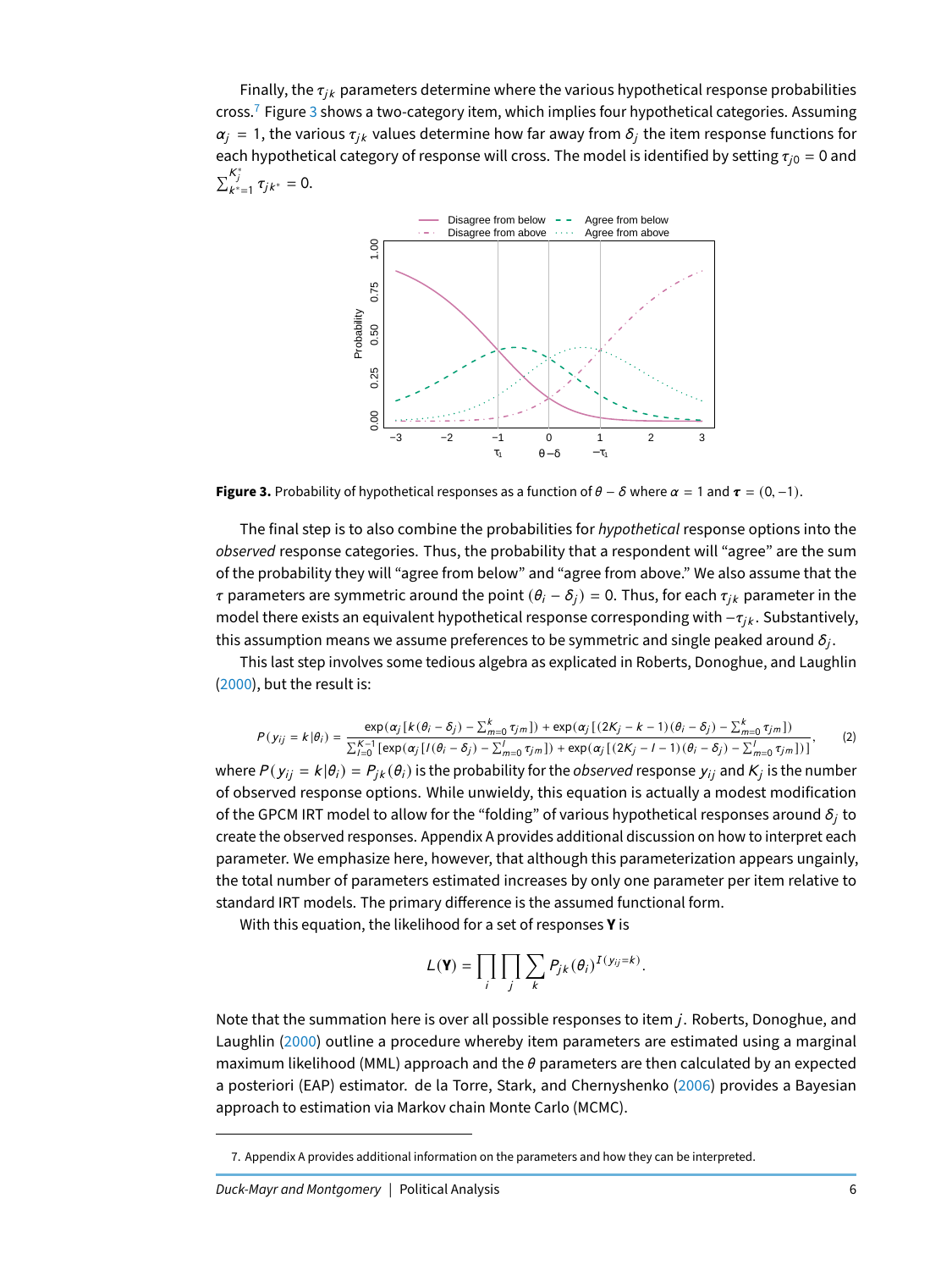Finally, the $\tau_{jk}$ parameters determine where the various hypothetical response probabilities cross.[7] Figure 3 shows a two-category item, which implies four hypothetical categories. Assuming $\alpha_j = 1$, the various $\tau_{jk}$ values determine how far away from $\delta_j$ the item response functions for each hypothetical category of response will cross. The model is identified by setting $\tau_{j0} = 0$ and $\sum_{k^*=1}^{K_j^*} \tau_{jk^*} = 0$.

**Figure 3.** Probability of hypothetical responses as a function of $\theta - \delta$ where $\alpha = 1$ and $\boldsymbol{\tau} = (0, -1)$.

The final step is to also combine the probabilities for *hypothetical* response options into the *observed* response categories. Thus, the probability that a respondent will "agree" are the sum of the probability they will "agree from below" and "agree from above." We also assume that the $\tau$ parameters are symmetric around the point $(\theta_i - \delta_j) = 0$. Thus, for each $\tau_{jk}$ parameter in the model there exists an equivalent hypothetical response corresponding with $-\tau_{jk}$. Substantively, this assumption means we assume preferences to be symmetric and single peaked around $\delta_j$.

This last step involves some tedious algebra as explicated in Roberts, Donoghue, and Laughlin (2000), but the result is:

$$P(y_{ij} = k|\theta_i) = \frac{\exp(\alpha_j[k(\theta_i - \delta_j) - \sum_{m=0}^{k}\tau_{jm}]) + \exp(\alpha_j[(2K_j - k - 1)(\theta_i - \delta_j) - \sum_{m=0}^{k}\tau_{jm}])}{\sum_{l=0}^{K-1}[\exp(\alpha_j[l(\theta_i - \delta_j) - \sum_{m=0}^{l}\tau_{jm}]) + \exp(\alpha_j[(2K_j - l - 1)(\theta_i - \delta_j) - \sum_{m=0}^{l}\tau_{jm}])]}, \tag{2}$$

where $P(y_{ij} = k|\theta_i) = P_{jk}(\theta_i)$ is the probability for the *observed* response $y_{ij}$ and $K_j$ is the number of observed response options. While unwieldy, this equation is actually a modest modification of the GPCM IRT model to allow for the "folding" of various hypothetical responses around $\delta_j$ to create the observed responses. Appendix A provides additional discussion on how to interpret each parameter. We emphasize here, however, that although this parameterization appears ungainly, the total number of parameters estimated increases by only one parameter per item relative to standard IRT models. The primary difference is the assumed functional form.

With this equation, the likelihood for a set of responses $\mathbf{Y}$ is

$$L(\mathbf{Y}) = \prod_i \prod_j \sum_k P_{jk}(\theta_i)^{I(y_{ij}=k)}.$$

Note that the summation here is over all possible responses to item $j$. Roberts, Donoghue, and Laughlin (2000) outline a procedure whereby item parameters are estimated using a marginal maximum likelihood (MML) approach and the $\theta$ parameters are then calculated by an expected a posteriori (EAP) estimator. de la Torre, Stark, and Chernyshenko (2006) provides a Bayesian approach to estimation via Markov chain Monte Carlo (MCMC).

7. Appendix A provides additional information on the parameters and how they can be interpreted.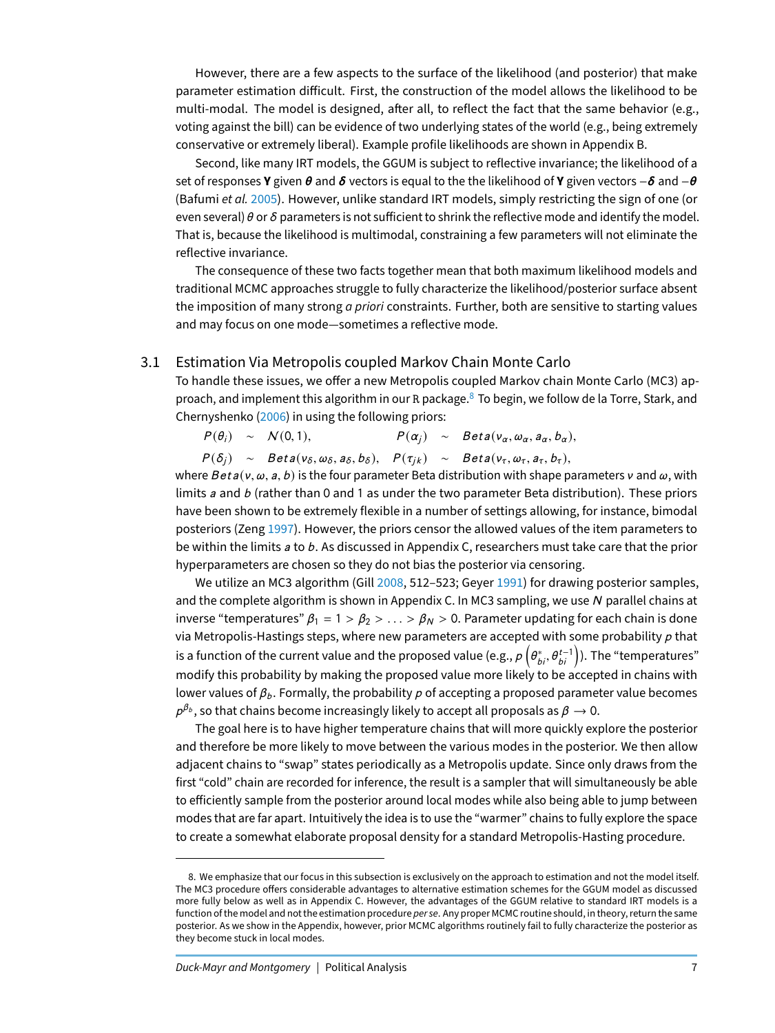However, there are a few aspects to the surface of the likelihood (and posterior) that make parameter estimation difficult. First, the construction of the model allows the likelihood to be multi-modal. The model is designed, after all, to reflect the fact that the same behavior (e.g., voting against the bill) can be evidence of two underlying states of the world (e.g., being extremely conservative or extremely liberal). Example profile likelihoods are shown in Appendix B.

Second, like many IRT models, the GGUM is subject to reflective invariance; the likelihood of a set of responses **Y** given $\boldsymbol{\theta}$ and $\boldsymbol{\delta}$ vectors is equal to the the likelihood of **Y** given vectors $-\boldsymbol{\delta}$ and $-\boldsymbol{\theta}$ (Bafumi *et al.* 2005). However, unlike standard IRT models, simply restricting the sign of one (or even several) $\theta$ or $\delta$ parameters is not sufficient to shrink the reflective mode and identify the model. That is, because the likelihood is multimodal, constraining a few parameters will not eliminate the reflective invariance.

The consequence of these two facts together mean that both maximum likelihood models and traditional MCMC approaches struggle to fully characterize the likelihood/posterior surface absent the imposition of many strong *a priori* constraints. Further, both are sensitive to starting values and may focus on one mode—sometimes a reflective mode.

## 3.1 Estimation Via Metropolis coupled Markov Chain Monte Carlo

To handle these issues, we offer a new Metropolis coupled Markov chain Monte Carlo (MC3) approach, and implement this algorithm in our R package.[8] To begin, we follow de la Torre, Stark, and Chernyshenko (2006) in using the following priors:

$$P(\theta_i) \sim \mathcal{N}(0,1), \qquad P(\alpha_j) \sim Beta(\nu_\alpha, \omega_\alpha, a_\alpha, b_\alpha),$$
$$P(\delta_j) \sim Beta(\nu_\delta, \omega_\delta, a_\delta, b_\delta), \quad P(\tau_{jk}) \sim Beta(\nu_\tau, \omega_\tau, a_\tau, b_\tau),$$

where $Beta(\nu, \omega, a, b)$ is the four parameter Beta distribution with shape parameters $\nu$ and $\omega$, with limits $a$ and $b$ (rather than 0 and 1 as under the two parameter Beta distribution). These priors have been shown to be extremely flexible in a number of settings allowing, for instance, bimodal posteriors (Zeng 1997). However, the priors censor the allowed values of the item parameters to be within the limits $a$ to $b$. As discussed in Appendix C, researchers must take care that the prior hyperparameters are chosen so they do not bias the posterior via censoring.

We utilize an MC3 algorithm (Gill 2008, 512–523; Geyer 1991) for drawing posterior samples, and the complete algorithm is shown in Appendix C. In MC3 sampling, we use $N$ parallel chains at inverse "temperatures" $\beta_1 = 1 > \beta_2 > \ldots > \beta_N > 0$. Parameter updating for each chain is done via Metropolis-Hastings steps, where new parameters are accepted with some probability $p$ that is a function of the current value and the proposed value (e.g., $p\left(\theta^*_{bi}, \theta^{t-1}_{bi}\right)$). The "temperatures" modify this probability by making the proposed value more likely to be accepted in chains with lower values of $\beta_b$. Formally, the probability $p$ of accepting a proposed parameter value becomes $p^{\beta_b}$, so that chains become increasingly likely to accept all proposals as $\beta \to 0$.

The goal here is to have higher temperature chains that will more quickly explore the posterior and therefore be more likely to move between the various modes in the posterior. We then allow adjacent chains to "swap" states periodically as a Metropolis update. Since only draws from the first "cold" chain are recorded for inference, the result is a sampler that will simultaneously be able to efficiently sample from the posterior around local modes while also being able to jump between modes that are far apart. Intuitively the idea is to use the "warmer" chains to fully explore the space to create a somewhat elaborate proposal density for a standard Metropolis-Hasting procedure.

---

8. We emphasize that our focus in this subsection is exclusively on the approach to estimation and not the model itself. The MC3 procedure offers considerable advantages to alternative estimation schemes for the GGUM model as discussed more fully below as well as in Appendix C. However, the advantages of the GGUM relative to standard IRT models is a function of the model and not the estimation procedure *per se*. Any proper MCMC routine should, in theory, return the same posterior. As we show in the Appendix, however, prior MCMC algorithms routinely fail to fully characterize the posterior as they become stuck in local modes.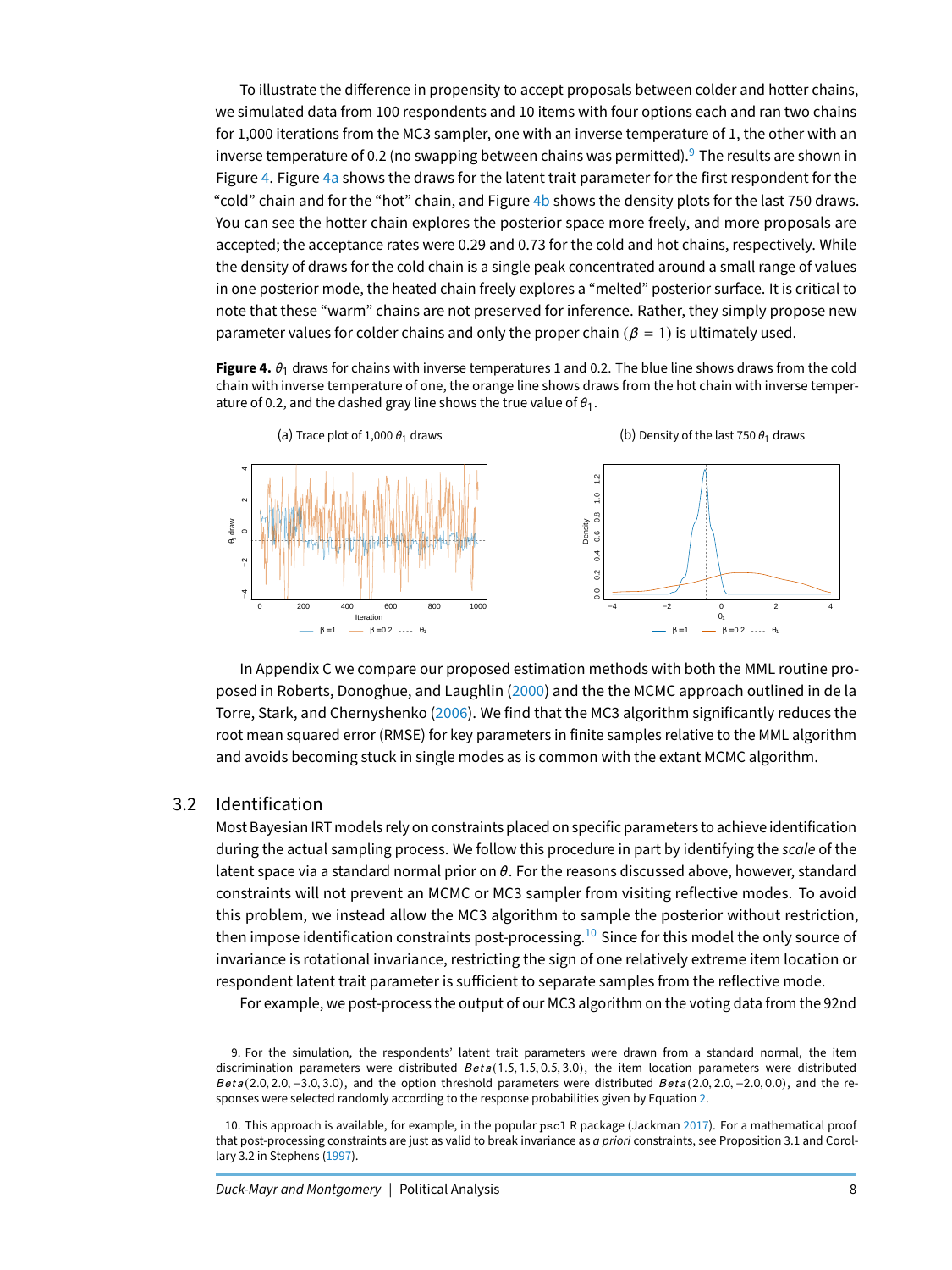To illustrate the difference in propensity to accept proposals between colder and hotter chains, we simulated data from 100 respondents and 10 items with four options each and ran two chains for 1,000 iterations from the MC3 sampler, one with an inverse temperature of 1, the other with an inverse temperature of 0.2 (no swapping between chains was permitted).[9] The results are shown in Figure 4. Figure 4a shows the draws for the latent trait parameter for the first respondent for the "cold" chain and for the "hot" chain, and Figure 4b shows the density plots for the last 750 draws. You can see the hotter chain explores the posterior space more freely, and more proposals are accepted; the acceptance rates were 0.29 and 0.73 for the cold and hot chains, respectively. While the density of draws for the cold chain is a single peak concentrated around a small range of values in one posterior mode, the heated chain freely explores a "melted" posterior surface. It is critical to note that these "warm" chains are not preserved for inference. Rather, they simply propose new parameter values for colder chains and only the proper chain ($\beta = 1$) is ultimately used.

**Figure 4.** $\theta_1$ draws for chains with inverse temperatures 1 and 0.2. The blue line shows draws from the cold chain with inverse temperature of one, the orange line shows draws from the hot chain with inverse temperature of 0.2, and the dashed gray line shows the true value of $\theta_1$.

(a) Trace plot of 1,000 $\theta_1$ draws

(b) Density of the last 750 $\theta_1$ draws

In Appendix C we compare our proposed estimation methods with both the MML routine proposed in Roberts, Donoghue, and Laughlin (2000) and the the MCMC approach outlined in de la Torre, Stark, and Chernyshenko (2006). We find that the MC3 algorithm significantly reduces the root mean squared error (RMSE) for key parameters in finite samples relative to the MML algorithm and avoids becoming stuck in single modes as is common with the extant MCMC algorithm.

## 3.2 Identification

Most Bayesian IRT models rely on constraints placed on specific parameters to achieve identification during the actual sampling process. We follow this procedure in part by identifying the *scale* of the latent space via a standard normal prior on $\theta$. For the reasons discussed above, however, standard constraints will not prevent an MCMC or MC3 sampler from visiting reflective modes. To avoid this problem, we instead allow the MC3 algorithm to sample the posterior without restriction, then impose identification constraints post-processing.[10] Since for this model the only source of invariance is rotational invariance, restricting the sign of one relatively extreme item location or respondent latent trait parameter is sufficient to separate samples from the reflective mode.

For example, we post-process the output of our MC3 algorithm on the voting data from the 92nd

9. For the simulation, the respondents' latent trait parameters were drawn from a standard normal, the item discrimination parameters were distributed $Beta(1.5, 1.5, 0.5, 3.0)$, the item location parameters were distributed $Beta(2.0, 2.0, -3.0, 3.0)$, and the option threshold parameters were distributed $Beta(2.0, 2.0, -2.0, 0.0)$, and the responses were selected randomly according to the response probabilities given by Equation 2.

10. This approach is available, for example, in the popular `pscl` R package (Jackman 2017). For a mathematical proof that post-processing constraints are just as valid to break invariance as *a priori* constraints, see Proposition 3.1 and Corollary 3.2 in Stephens (1997).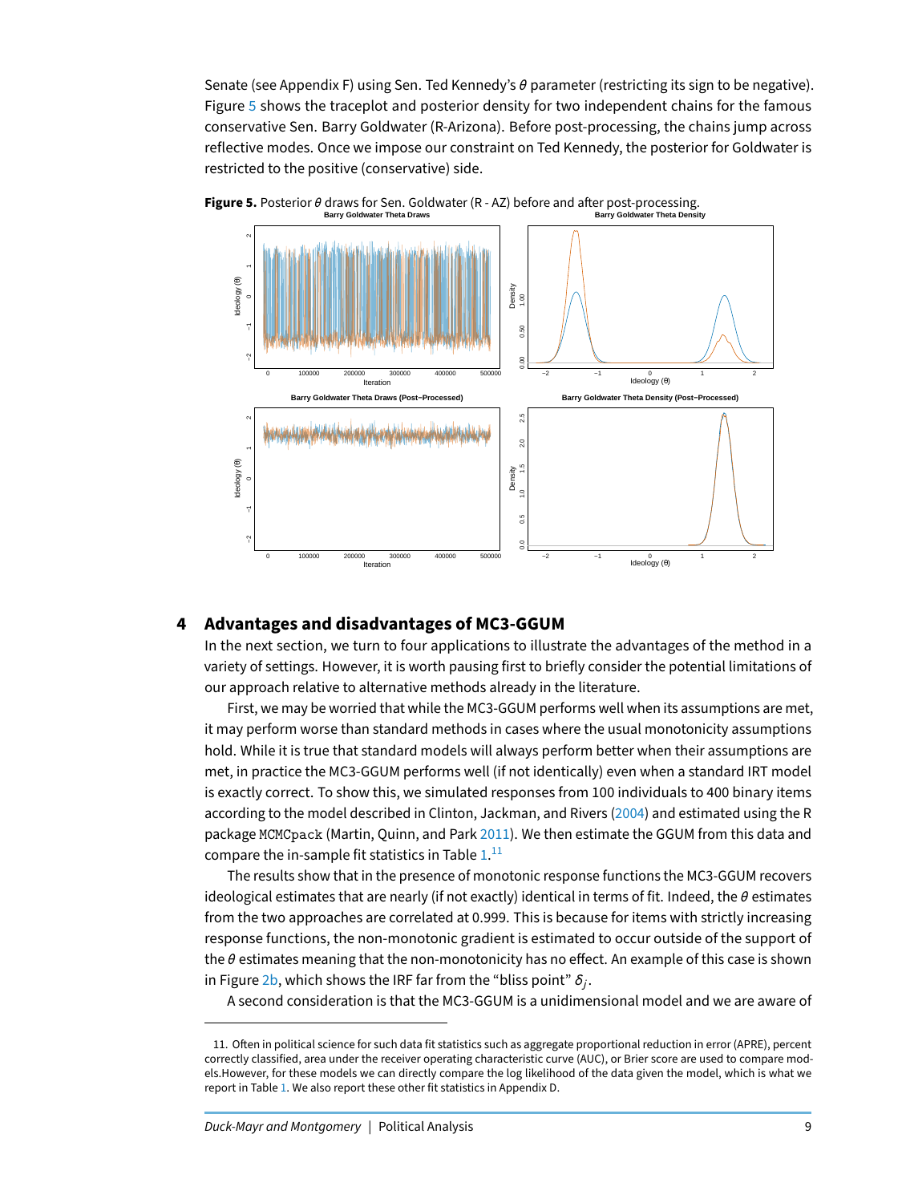Senate (see Appendix F) using Sen. Ted Kennedy's $\theta$ parameter (restricting its sign to be negative). Figure 5 shows the traceplot and posterior density for two independent chains for the famous conservative Sen. Barry Goldwater (R-Arizona). Before post-processing, the chains jump across reflective modes. Once we impose our constraint on Ted Kennedy, the posterior for Goldwater is restricted to the positive (conservative) side.

**Figure 5.** Posterior $\theta$ draws for Sen. Goldwater (R - AZ) before and after post-processing.

## 4 Advantages and disadvantages of MC3-GGUM

In the next section, we turn to four applications to illustrate the advantages of the method in a variety of settings. However, it is worth pausing first to briefly consider the potential limitations of our approach relative to alternative methods already in the literature.

First, we may be worried that while the MC3-GGUM performs well when its assumptions are met, it may perform worse than standard methods in cases where the usual monotonicity assumptions hold. While it is true that standard models will always perform better when their assumptions are met, in practice the MC3-GGUM performs well (if not identically) even when a standard IRT model is exactly correct. To show this, we simulated responses from 100 individuals to 400 binary items according to the model described in Clinton, Jackman, and Rivers (2004) and estimated using the R package `MCMCpack` (Martin, Quinn, and Park 2011). We then estimate the GGUM from this data and compare the in-sample fit statistics in Table 1.[11]

The results show that in the presence of monotonic response functions the MC3-GGUM recovers ideological estimates that are nearly (if not exactly) identical in terms of fit. Indeed, the $\theta$ estimates from the two approaches are correlated at 0.999. This is because for items with strictly increasing response functions, the non-monotonic gradient is estimated to occur outside of the support of the $\theta$ estimates meaning that the non-monotonicity has no effect. An example of this case is shown in Figure 2b, which shows the IRF far from the "bliss point" $\delta_j$.

A second consideration is that the MC3-GGUM is a unidimensional model and we are aware of

11. Often in political science for such data fit statistics such as aggregate proportional reduction in error (APRE), percent correctly classified, area under the receiver operating characteristic curve (AUC), or Brier score are used to compare models.However, for these models we can directly compare the log likelihood of the data given the model, which is what we report in Table 1. We also report these other fit statistics in Appendix D.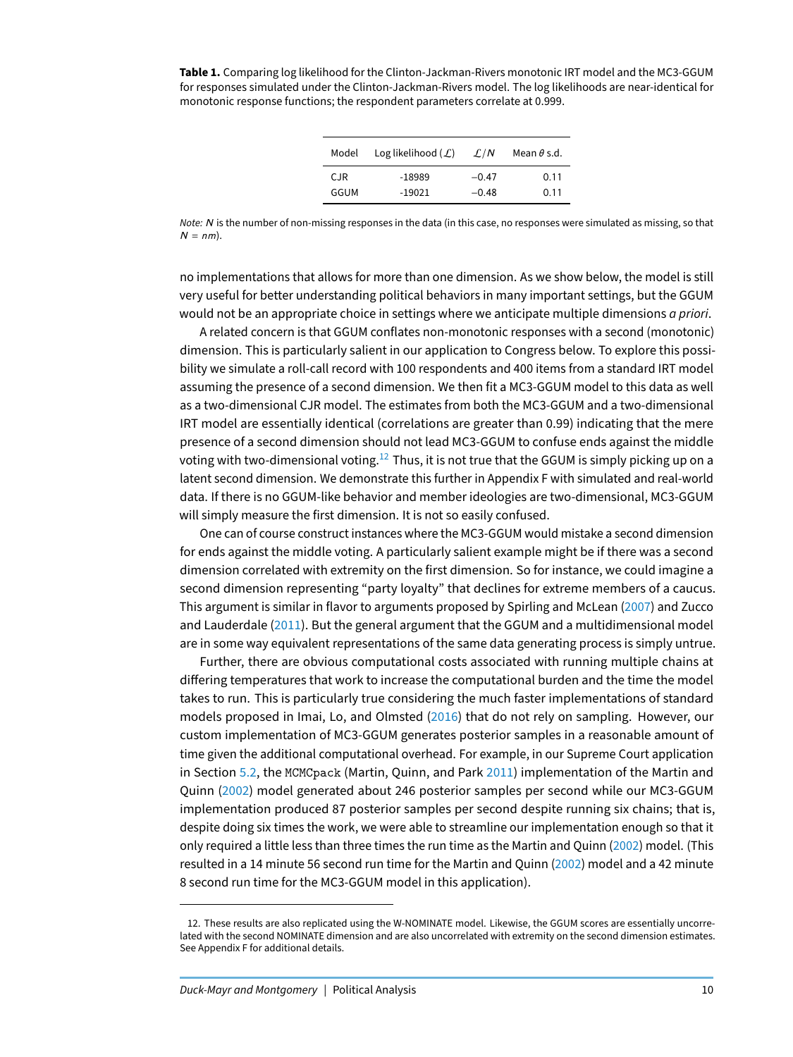**Table 1.** Comparing log likelihood for the Clinton-Jackman-Rivers monotonic IRT model and the MC3-GGUM for responses simulated under the Clinton-Jackman-Rivers model. The log likelihoods are near-identical for monotonic response functions; the respondent parameters correlate at 0.999.

| Model | Log likelihood ($\mathcal{L}$) | $\mathcal{L}/N$ | Mean $\theta$ s.d. |
|---|---|---|---|
| CJR | -18989 | $-0.47$ | 0.11 |
| GGUM | -19021 | $-0.48$ | 0.11 |

*Note:* $N$ is the number of non-missing responses in the data (in this case, no responses were simulated as missing, so that $N = nm$).

no implementations that allows for more than one dimension. As we show below, the model is still very useful for better understanding political behaviors in many important settings, but the GGUM would not be an appropriate choice in settings where we anticipate multiple dimensions *a priori*.

A related concern is that GGUM conflates non-monotonic responses with a second (monotonic) dimension. This is particularly salient in our application to Congress below. To explore this possibility we simulate a roll-call record with 100 respondents and 400 items from a standard IRT model assuming the presence of a second dimension. We then fit a MC3-GGUM model to this data as well as a two-dimensional CJR model. The estimates from both the MC3-GGUM and a two-dimensional IRT model are essentially identical (correlations are greater than 0.99) indicating that the mere presence of a second dimension should not lead MC3-GGUM to confuse ends against the middle voting with two-dimensional voting.[12] Thus, it is not true that the GGUM is simply picking up on a latent second dimension. We demonstrate this further in Appendix F with simulated and real-world data. If there is no GGUM-like behavior and member ideologies are two-dimensional, MC3-GGUM will simply measure the first dimension. It is not so easily confused.

One can of course construct instances where the MC3-GGUM would mistake a second dimension for ends against the middle voting. A particularly salient example might be if there was a second dimension correlated with extremity on the first dimension. So for instance, we could imagine a second dimension representing "party loyalty" that declines for extreme members of a caucus. This argument is similar in flavor to arguments proposed by Spirling and McLean (2007) and Zucco and Lauderdale (2011). But the general argument that the GGUM and a multidimensional model are in some way equivalent representations of the same data generating process is simply untrue.

Further, there are obvious computational costs associated with running multiple chains at differing temperatures that work to increase the computational burden and the time the model takes to run. This is particularly true considering the much faster implementations of standard models proposed in Imai, Lo, and Olmsted (2016) that do not rely on sampling. However, our custom implementation of MC3-GGUM generates posterior samples in a reasonable amount of time given the additional computational overhead. For example, in our Supreme Court application in Section 5.2, the `MCMCpack` (Martin, Quinn, and Park 2011) implementation of the Martin and Quinn (2002) model generated about 246 posterior samples per second while our MC3-GGUM implementation produced 87 posterior samples per second despite running six chains; that is, despite doing six times the work, we were able to streamline our implementation enough so that it only required a little less than three times the run time as the Martin and Quinn (2002) model. (This resulted in a 14 minute 56 second run time for the Martin and Quinn (2002) model and a 42 minute 8 second run time for the MC3-GGUM model in this application).

12. These results are also replicated using the W-NOMINATE model. Likewise, the GGUM scores are essentially uncorrelated with the second NOMINATE dimension and are also uncorrelated with extremity on the second dimension estimates. See Appendix F for additional details.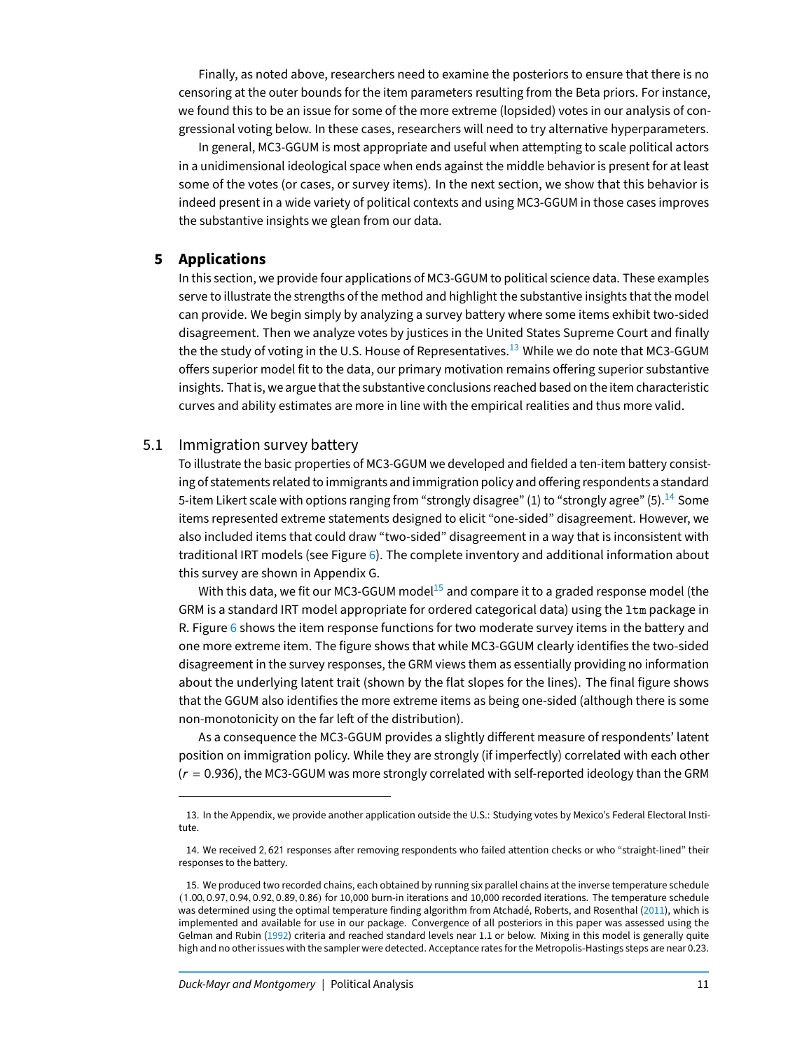Finally, as noted above, researchers need to examine the posteriors to ensure that there is no censoring at the outer bounds for the item parameters resulting from the Beta priors. For instance, we found this to be an issue for some of the more extreme (lopsided) votes in our analysis of congressional voting below. In these cases, researchers will need to try alternative hyperparameters.

In general, MC3-GGUM is most appropriate and useful when attempting to scale political actors in a unidimensional ideological space when ends against the middle behavior is present for at least some of the votes (or cases, or survey items). In the next section, we show that this behavior is indeed present in a wide variety of political contexts and using MC3-GGUM in those cases improves the substantive insights we glean from our data.

## 5 Applications

In this section, we provide four applications of MC3-GGUM to political science data. These examples serve to illustrate the strengths of the method and highlight the substantive insights that the model can provide. We begin simply by analyzing a survey battery where some items exhibit two-sided disagreement. Then we analyze votes by justices in the United States Supreme Court and finally the the study of voting in the U.S. House of Representatives.[13] While we do note that MC3-GGUM offers superior model fit to the data, our primary motivation remains offering superior substantive insights. That is, we argue that the substantive conclusions reached based on the item characteristic curves and ability estimates are more in line with the empirical realities and thus more valid.

### 5.1 Immigration survey battery

To illustrate the basic properties of MC3-GGUM we developed and fielded a ten-item battery consisting of statements related to immigrants and immigration policy and offering respondents a standard 5-item Likert scale with options ranging from "strongly disagree" (1) to "strongly agree" (5).[14] Some items represented extreme statements designed to elicit "one-sided" disagreement. However, we also included items that could draw "two-sided" disagreement in a way that is inconsistent with traditional IRT models (see Figure 6). The complete inventory and additional information about this survey are shown in Appendix G.

With this data, we fit our MC3-GGUM model[15] and compare it to a graded response model (the GRM is a standard IRT model appropriate for ordered categorical data) using the `ltm` package in R. Figure 6 shows the item response functions for two moderate survey items in the battery and one more extreme item. The figure shows that while MC3-GGUM clearly identifies the two-sided disagreement in the survey responses, the GRM views them as essentially providing no information about the underlying latent trait (shown by the flat slopes for the lines). The final figure shows that the GGUM also identifies the more extreme items as being one-sided (although there is some non-monotonicity on the far left of the distribution).

As a consequence the MC3-GGUM provides a slightly different measure of respondents' latent position on immigration policy. While they are strongly (if imperfectly) correlated with each other ($r = 0.936$), the MC3-GGUM was more strongly correlated with self-reported ideology than the GRM

---

13. In the Appendix, we provide another application outside the U.S.: Studying votes by Mexico's Federal Electoral Institute.

14. We received 2,621 responses after removing respondents who failed attention checks or who "straight-lined" their responses to the battery.

15. We produced two recorded chains, each obtained by running six parallel chains at the inverse temperature schedule (1.00, 0.97, 0.94, 0.92, 0.89, 0.86) for 10,000 burn-in iterations and 10,000 recorded iterations. The temperature schedule was determined using the optimal temperature finding algorithm from Atchadé, Roberts, and Rosenthal (2011), which is implemented and available for use in our package. Convergence of all posteriors in this paper was assessed using the Gelman and Rubin (1992) criteria and reached standard levels near 1.1 or below. Mixing in this model is generally quite high and no other issues with the sampler were detected. Acceptance rates for the Metropolis-Hastings steps are near 0.23.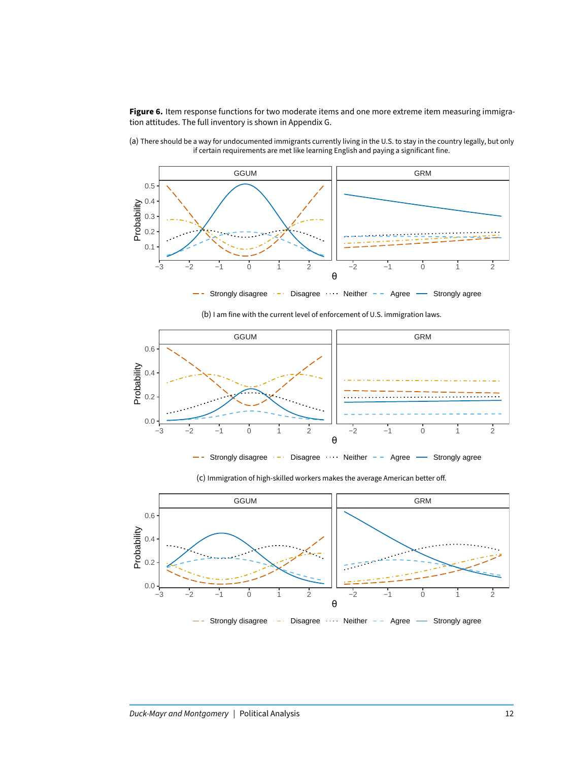**Figure 6.** Item response functions for two moderate items and one more extreme item measuring immigration attitudes. The full inventory is shown in Appendix G.

(a) There should be a way for undocumented immigrants currently living in the U.S. to stay in the country legally, but only if certain requirements are met like learning English and paying a significant fine.

(b) I am fine with the current level of enforcement of U.S. immigration laws.

(c) Immigration of high-skilled workers makes the average American better off.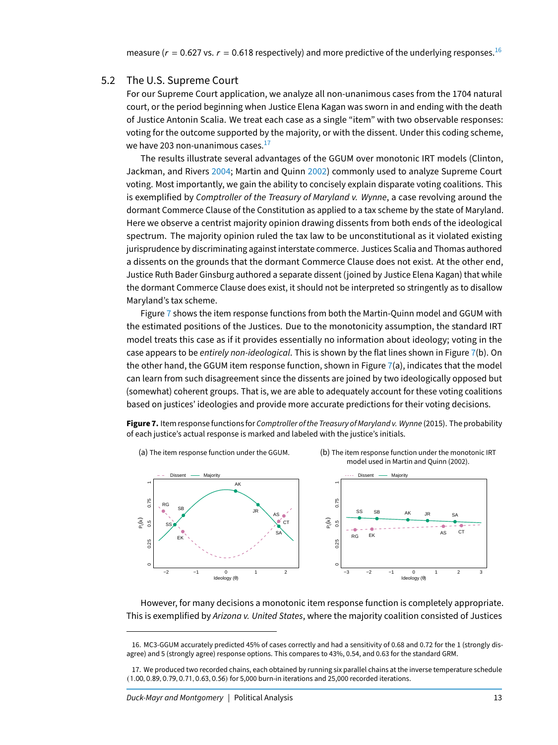measure ($r = 0.627$ vs. $r = 0.618$ respectively) and more predictive of the underlying responses.[16]

## 5.2 The U.S. Supreme Court

For our Supreme Court application, we analyze all non-unanimous cases from the 1704 natural court, or the period beginning when Justice Elena Kagan was sworn in and ending with the death of Justice Antonin Scalia. We treat each case as a single "item" with two observable responses: voting for the outcome supported by the majority, or with the dissent. Under this coding scheme, we have 203 non-unanimous cases.[17]

The results illustrate several advantages of the GGUM over monotonic IRT models (Clinton, Jackman, and Rivers 2004; Martin and Quinn 2002) commonly used to analyze Supreme Court voting. Most importantly, we gain the ability to concisely explain disparate voting coalitions. This is exemplified by *Comptroller of the Treasury of Maryland v. Wynne*, a case revolving around the dormant Commerce Clause of the Constitution as applied to a tax scheme by the state of Maryland. Here we observe a centrist majority opinion drawing dissents from both ends of the ideological spectrum. The majority opinion ruled the tax law to be unconstitutional as it violated existing jurisprudence by discriminating against interstate commerce. Justices Scalia and Thomas authored a dissents on the grounds that the dormant Commerce Clause does not exist. At the other end, Justice Ruth Bader Ginsburg authored a separate dissent (joined by Justice Elena Kagan) that while the dormant Commerce Clause does exist, it should not be interpreted so stringently as to disallow Maryland's tax scheme.

Figure 7 shows the item response functions from both the Martin-Quinn model and GGUM with the estimated positions of the Justices. Due to the monotonicity assumption, the standard IRT model treats this case as if it provides essentially no information about ideology; voting in the case appears to be *entirely non-ideological*. This is shown by the flat lines shown in Figure 7(b). On the other hand, the GGUM item response function, shown in Figure 7(a), indicates that the model can learn from such disagreement since the dissents are joined by two ideologically opposed but (somewhat) coherent groups. That is, we are able to adequately account for these voting coalitions based on justices' ideologies and provide more accurate predictions for their voting decisions.

**Figure 7.** Item response functions for *Comptroller of the Treasury of Maryland v. Wynne* (2015). The probability of each justice's actual response is marked and labeled with the justice's initials.

(a) The item response function under the GGUM.

(b) The item response function under the monotonic IRT model used in Martin and Quinn (2002).

However, for many decisions a monotonic item response function is completely appropriate. This is exemplified by *Arizona v. United States*, where the majority coalition consisted of Justices

16. MC3-GGUM accurately predicted 45% of cases correctly and had a sensitivity of 0.68 and 0.72 for the 1 (strongly disagree) and 5 (strongly agree) response options. This compares to 43%, 0.54, and 0.63 for the standard GRM.

17. We produced two recorded chains, each obtained by running six parallel chains at the inverse temperature schedule (1.00, 0.89, 0.79, 0.71, 0.63, 0.56) for 5,000 burn-in iterations and 25,000 recorded iterations.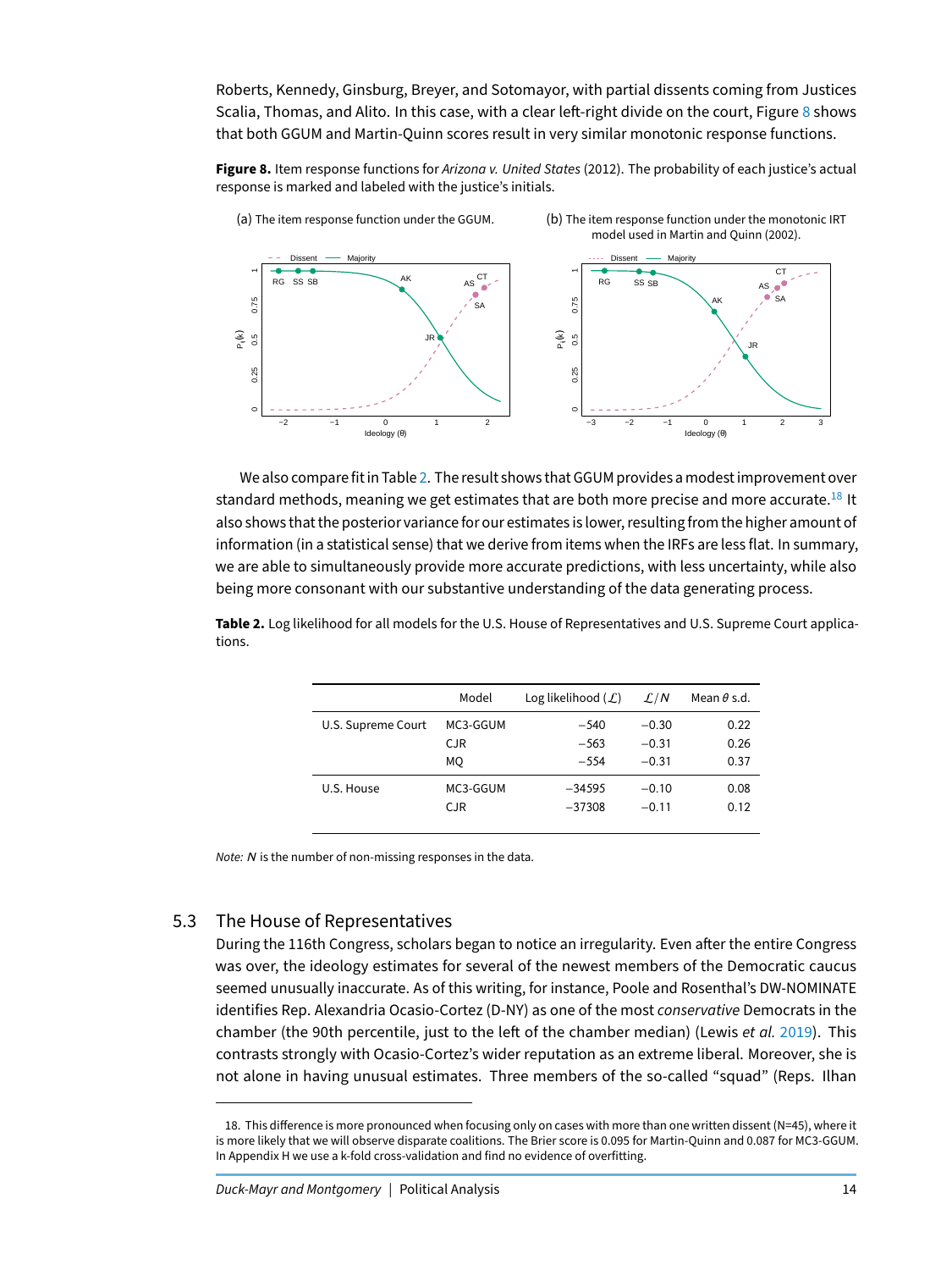Roberts, Kennedy, Ginsburg, Breyer, and Sotomayor, with partial dissents coming from Justices Scalia, Thomas, and Alito. In this case, with a clear left-right divide on the court, Figure 8 shows that both GGUM and Martin-Quinn scores result in very similar monotonic response functions.

**Figure 8.** Item response functions for *Arizona v. United States* (2012). The probability of each justice's actual response is marked and labeled with the justice's initials.

(a) The item response function under the GGUM.

(b) The item response function under the monotonic IRT model used in Martin and Quinn (2002).

We also compare fit in Table 2. The result shows that GGUM provides a modest improvement over standard methods, meaning we get estimates that are both more precise and more accurate.[18] It also shows that the posterior variance for our estimates is lower, resulting from the higher amount of information (in a statistical sense) that we derive from items when the IRFs are less flat. In summary, we are able to simultaneously provide more accurate predictions, with less uncertainty, while also being more consonant with our substantive understanding of the data generating process.

**Table 2.** Log likelihood for all models for the U.S. House of Representatives and U.S. Supreme Court applications.

| | Model | Log likelihood ($\mathcal{L}$) | $\mathcal{L}/N$ | Mean $\theta$ s.d. |
|---|---|---|---|---|
| U.S. Supreme Court | MC3-GGUM | −540 | −0.30 | 0.22 |
| | CJR | −563 | −0.31 | 0.26 |
| | MQ | −554 | −0.31 | 0.37 |
| U.S. House | MC3-GGUM | −34595 | −0.10 | 0.08 |
| | CJR | −37308 | −0.11 | 0.12 |

*Note:* $N$ is the number of non-missing responses in the data.

## 5.3 The House of Representatives

During the 116th Congress, scholars began to notice an irregularity. Even after the entire Congress was over, the ideology estimates for several of the newest members of the Democratic caucus seemed unusually inaccurate. As of this writing, for instance, Poole and Rosenthal's DW-NOMINATE identifies Rep. Alexandria Ocasio-Cortez (D-NY) as one of the most *conservative* Democrats in the chamber (the 90th percentile, just to the left of the chamber median) (Lewis *et al.* 2019). This contrasts strongly with Ocasio-Cortez's wider reputation as an extreme liberal. Moreover, she is not alone in having unusual estimates. Three members of the so-called "squad" (Reps. Ilhan

18. This difference is more pronounced when focusing only on cases with more than one written dissent (N=45), where it is more likely that we will observe disparate coalitions. The Brier score is 0.095 for Martin-Quinn and 0.087 for MC3-GGUM. In Appendix H we use a k-fold cross-validation and find no evidence of overfitting.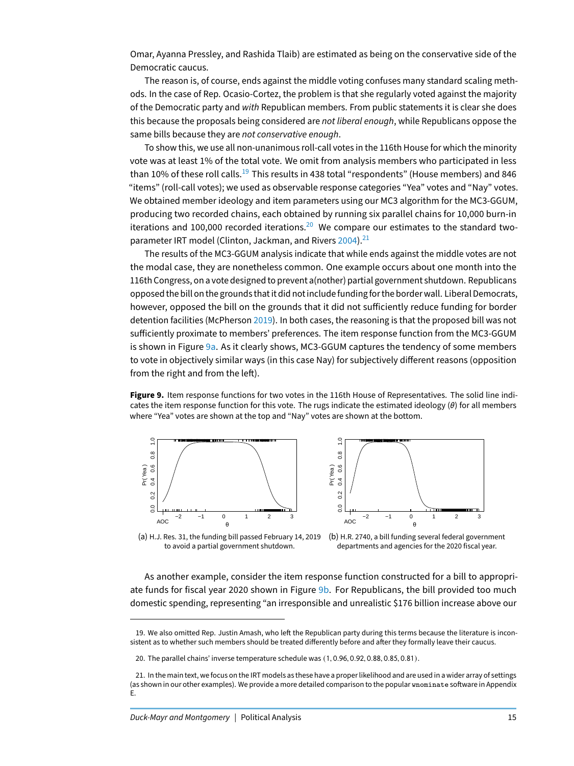Omar, Ayanna Pressley, and Rashida Tlaib) are estimated as being on the conservative side of the Democratic caucus.

The reason is, of course, ends against the middle voting confuses many standard scaling methods. In the case of Rep. Ocasio-Cortez, the problem is that she regularly voted against the majority of the Democratic party and *with* Republican members. From public statements it is clear she does this because the proposals being considered are *not liberal enough*, while Republicans oppose the same bills because they are *not conservative enough*.

To show this, we use all non-unanimous roll-call votes in the 116th House for which the minority vote was at least 1% of the total vote. We omit from analysis members who participated in less than 10% of these roll calls.[19] This results in 438 total "respondents" (House members) and 846 "items" (roll-call votes); we used as observable response categories "Yea" votes and "Nay" votes. We obtained member ideology and item parameters using our MC3 algorithm for the MC3-GGUM, producing two recorded chains, each obtained by running six parallel chains for 10,000 burn-in iterations and 100,000 recorded iterations.[20] We compare our estimates to the standard two-parameter IRT model (Clinton, Jackman, and Rivers 2004).[21]

The results of the MC3-GGUM analysis indicate that while ends against the middle votes are not the modal case, they are nonetheless common. One example occurs about one month into the 116th Congress, on a vote designed to prevent a(nother) partial government shutdown. Republicans opposed the bill on the grounds that it did not include funding for the border wall. Liberal Democrats, however, opposed the bill on the grounds that it did not sufficiently reduce funding for border detention facilities (McPherson 2019). In both cases, the reasoning is that the proposed bill was not sufficiently proximate to members' preferences. The item response function from the MC3-GGUM is shown in Figure 9a. As it clearly shows, MC3-GGUM captures the tendency of some members to vote in objectively similar ways (in this case Nay) for subjectively different reasons (opposition from the right and from the left).

**Figure 9.** Item response functions for two votes in the 116th House of Representatives. The solid line indicates the item response function for this vote. The rugs indicate the estimated ideology ($\theta$) for all members where "Yea" votes are shown at the top and "Nay" votes are shown at the bottom.

(a) H.J. Res. 31, the funding bill passed February 14, 2019 to avoid a partial government shutdown.

(b) H.R. 2740, a bill funding several federal government departments and agencies for the 2020 fiscal year.

As another example, consider the item response function constructed for a bill to appropriate funds for fiscal year 2020 shown in Figure 9b. For Republicans, the bill provided too much domestic spending, representing "an irresponsible and unrealistic \$176 billion increase above our

---

19. We also omitted Rep. Justin Amash, who left the Republican party during this terms because the literature is inconsistent as to whether such members should be treated differently before and after they formally leave their caucus.

20. The parallel chains' inverse temperature schedule was $(1, 0.96, 0.92, 0.88, 0.85, 0.81)$.

21. In the main text, we focus on the IRT models as these have a proper likelihood and are used in a wider array of settings (as shown in our other examples). We provide a more detailed comparison to the popular `wnominate` software in Appendix E.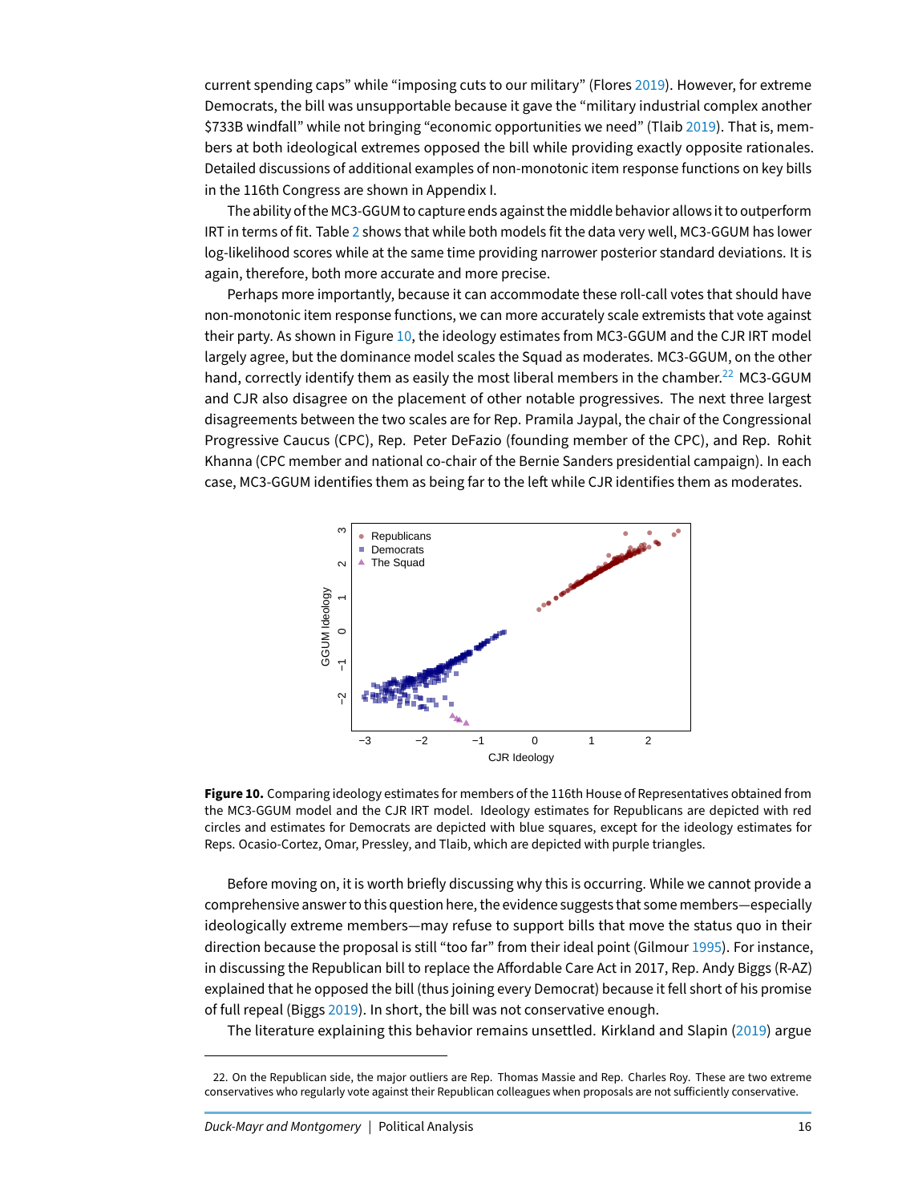current spending caps" while "imposing cuts to our military" (Flores 2019). However, for extreme Democrats, the bill was unsupportable because it gave the "military industrial complex another $733B windfall" while not bringing "economic opportunities we need" (Tlaib 2019). That is, members at both ideological extremes opposed the bill while providing exactly opposite rationales. Detailed discussions of additional examples of non-monotonic item response functions on key bills in the 116th Congress are shown in Appendix I.

The ability of the MC3-GGUM to capture ends against the middle behavior allows it to outperform IRT in terms of fit. Table 2 shows that while both models fit the data very well, MC3-GGUM has lower log-likelihood scores while at the same time providing narrower posterior standard deviations. It is again, therefore, both more accurate and more precise.

Perhaps more importantly, because it can accommodate these roll-call votes that should have non-monotonic item response functions, we can more accurately scale extremists that vote against their party. As shown in Figure 10, the ideology estimates from MC3-GGUM and the CJR IRT model largely agree, but the dominance model scales the Squad as moderates. MC3-GGUM, on the other hand, correctly identify them as easily the most liberal members in the chamber.[22] MC3-GGUM and CJR also disagree on the placement of other notable progressives. The next three largest disagreements between the two scales are for Rep. Pramila Jaypal, the chair of the Congressional Progressive Caucus (CPC), Rep. Peter DeFazio (founding member of the CPC), and Rep. Rohit Khanna (CPC member and national co-chair of the Bernie Sanders presidential campaign). In each case, MC3-GGUM identifies them as being far to the left while CJR identifies them as moderates.

**Figure 10.** Comparing ideology estimates for members of the 116th House of Representatives obtained from the MC3-GGUM model and the CJR IRT model. Ideology estimates for Republicans are depicted with red circles and estimates for Democrats are depicted with blue squares, except for the ideology estimates for Reps. Ocasio-Cortez, Omar, Pressley, and Tlaib, which are depicted with purple triangles.

Before moving on, it is worth briefly discussing why this is occurring. While we cannot provide a comprehensive answer to this question here, the evidence suggests that some members—especially ideologically extreme members—may refuse to support bills that move the status quo in their direction because the proposal is still "too far" from their ideal point (Gilmour 1995). For instance, in discussing the Republican bill to replace the Affordable Care Act in 2017, Rep. Andy Biggs (R-AZ) explained that he opposed the bill (thus joining every Democrat) because it fell short of his promise of full repeal (Biggs 2019). In short, the bill was not conservative enough.

The literature explaining this behavior remains unsettled. Kirkland and Slapin (2019) argue

22. On the Republican side, the major outliers are Rep. Thomas Massie and Rep. Charles Roy. These are two extreme conservatives who regularly vote against their Republican colleagues when proposals are not sufficiently conservative.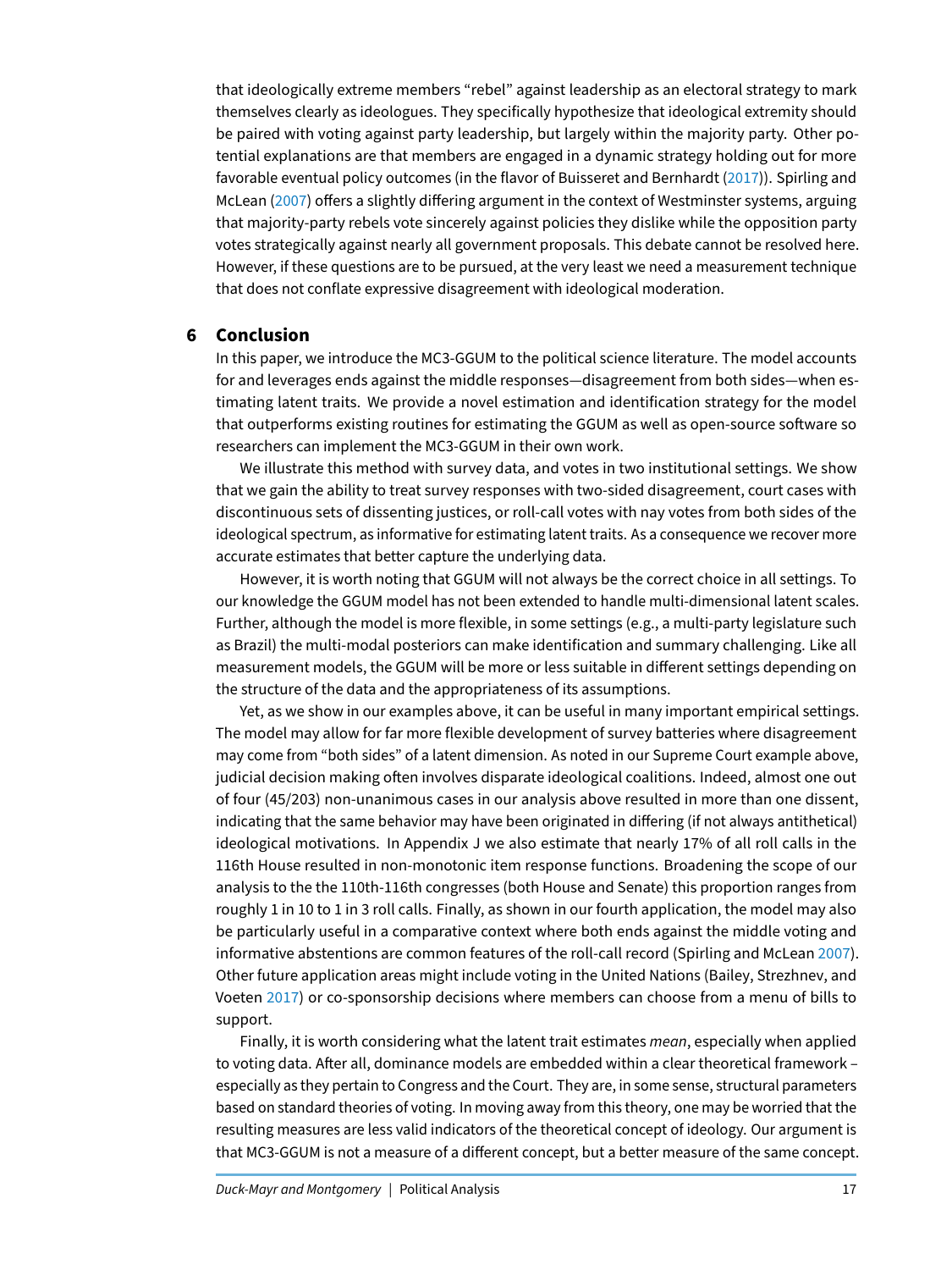that ideologically extreme members "rebel" against leadership as an electoral strategy to mark themselves clearly as ideologues. They specifically hypothesize that ideological extremity should be paired with voting against party leadership, but largely within the majority party. Other potential explanations are that members are engaged in a dynamic strategy holding out for more favorable eventual policy outcomes (in the flavor of Buisseret and Bernhardt (2017)). Spirling and McLean (2007) offers a slightly differing argument in the context of Westminster systems, arguing that majority-party rebels vote sincerely against policies they dislike while the opposition party votes strategically against nearly all government proposals. This debate cannot be resolved here. However, if these questions are to be pursued, at the very least we need a measurement technique that does not conflate expressive disagreement with ideological moderation.

## 6 Conclusion

In this paper, we introduce the MC3-GGUM to the political science literature. The model accounts for and leverages ends against the middle responses—disagreement from both sides—when estimating latent traits. We provide a novel estimation and identification strategy for the model that outperforms existing routines for estimating the GGUM as well as open-source software so researchers can implement the MC3-GGUM in their own work.

We illustrate this method with survey data, and votes in two institutional settings. We show that we gain the ability to treat survey responses with two-sided disagreement, court cases with discontinuous sets of dissenting justices, or roll-call votes with nay votes from both sides of the ideological spectrum, as informative for estimating latent traits. As a consequence we recover more accurate estimates that better capture the underlying data.

However, it is worth noting that GGUM will not always be the correct choice in all settings. To our knowledge the GGUM model has not been extended to handle multi-dimensional latent scales. Further, although the model is more flexible, in some settings (e.g., a multi-party legislature such as Brazil) the multi-modal posteriors can make identification and summary challenging. Like all measurement models, the GGUM will be more or less suitable in different settings depending on the structure of the data and the appropriateness of its assumptions.

Yet, as we show in our examples above, it can be useful in many important empirical settings. The model may allow for far more flexible development of survey batteries where disagreement may come from "both sides" of a latent dimension. As noted in our Supreme Court example above, judicial decision making often involves disparate ideological coalitions. Indeed, almost one out of four (45/203) non-unanimous cases in our analysis above resulted in more than one dissent, indicating that the same behavior may have been originated in differing (if not always antithetical) ideological motivations. In Appendix J we also estimate that nearly 17% of all roll calls in the 116th House resulted in non-monotonic item response functions. Broadening the scope of our analysis to the the 110th-116th congresses (both House and Senate) this proportion ranges from roughly 1 in 10 to 1 in 3 roll calls. Finally, as shown in our fourth application, the model may also be particularly useful in a comparative context where both ends against the middle voting and informative abstentions are common features of the roll-call record (Spirling and McLean 2007). Other future application areas might include voting in the United Nations (Bailey, Strezhnev, and Voeten 2017) or co-sponsorship decisions where members can choose from a menu of bills to support.

Finally, it is worth considering what the latent trait estimates *mean*, especially when applied to voting data. After all, dominance models are embedded within a clear theoretical framework – especially as they pertain to Congress and the Court. They are, in some sense, structural parameters based on standard theories of voting. In moving away from this theory, one may be worried that the resulting measures are less valid indicators of the theoretical concept of ideology. Our argument is that MC3-GGUM is not a measure of a different concept, but a better measure of the same concept.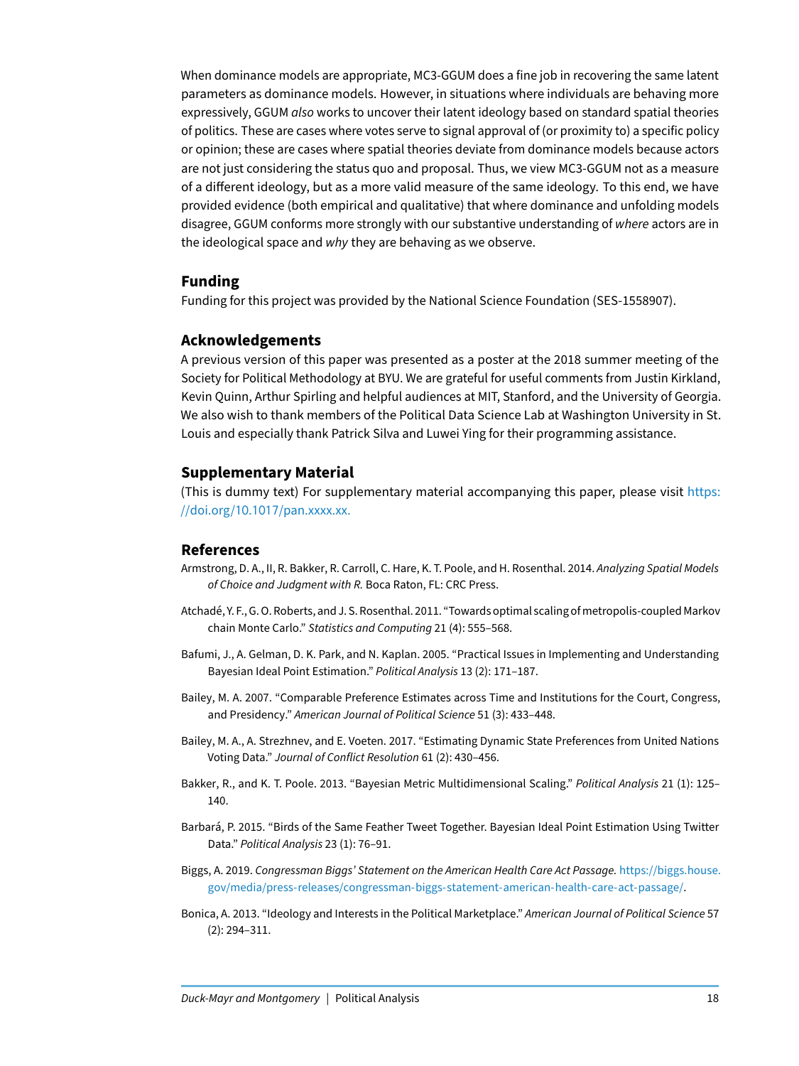When dominance models are appropriate, MC3-GGUM does a fine job in recovering the same latent parameters as dominance models. However, in situations where individuals are behaving more expressively, GGUM *also* works to uncover their latent ideology based on standard spatial theories of politics. These are cases where votes serve to signal approval of (or proximity to) a specific policy or opinion; these are cases where spatial theories deviate from dominance models because actors are not just considering the status quo and proposal. Thus, we view MC3-GGUM not as a measure of a different ideology, but as a more valid measure of the same ideology. To this end, we have provided evidence (both empirical and qualitative) that where dominance and unfolding models disagree, GGUM conforms more strongly with our substantive understanding of *where* actors are in the ideological space and *why* they are behaving as we observe.

## Funding

Funding for this project was provided by the National Science Foundation (SES-1558907).

## Acknowledgements

A previous version of this paper was presented as a poster at the 2018 summer meeting of the Society for Political Methodology at BYU. We are grateful for useful comments from Justin Kirkland, Kevin Quinn, Arthur Spirling and helpful audiences at MIT, Stanford, and the University of Georgia. We also wish to thank members of the Political Data Science Lab at Washington University in St. Louis and especially thank Patrick Silva and Luwei Ying for their programming assistance.

## Supplementary Material

(This is dummy text) For supplementary material accompanying this paper, please visit https://doi.org/10.1017/pan.xxxx.xx.

## References

Armstrong, D. A., II, R. Bakker, R. Carroll, C. Hare, K. T. Poole, and H. Rosenthal. 2014. *Analyzing Spatial Models of Choice and Judgment with R.* Boca Raton, FL: CRC Press.

Atchadé, Y. F., G. O. Roberts, and J. S. Rosenthal. 2011. "Towards optimal scaling of metropolis-coupled Markov chain Monte Carlo." *Statistics and Computing* 21 (4): 555–568.

Bafumi, J., A. Gelman, D. K. Park, and N. Kaplan. 2005. "Practical Issues in Implementing and Understanding Bayesian Ideal Point Estimation." *Political Analysis* 13 (2): 171–187.

Bailey, M. A. 2007. "Comparable Preference Estimates across Time and Institutions for the Court, Congress, and Presidency." *American Journal of Political Science* 51 (3): 433–448.

Bailey, M. A., A. Strezhnev, and E. Voeten. 2017. "Estimating Dynamic State Preferences from United Nations Voting Data." *Journal of Conflict Resolution* 61 (2): 430–456.

Bakker, R., and K. T. Poole. 2013. "Bayesian Metric Multidimensional Scaling." *Political Analysis* 21 (1): 125–140.

Barbará, P. 2015. "Birds of the Same Feather Tweet Together. Bayesian Ideal Point Estimation Using Twitter Data." *Political Analysis* 23 (1): 76–91.

Biggs, A. 2019. *Congressman Biggs' Statement on the American Health Care Act Passage.* https://biggs.house.gov/media/press-releases/congressman-biggs-statement-american-health-care-act-passage/.

Bonica, A. 2013. "Ideology and Interests in the Political Marketplace." *American Journal of Political Science* 57 (2): 294–311.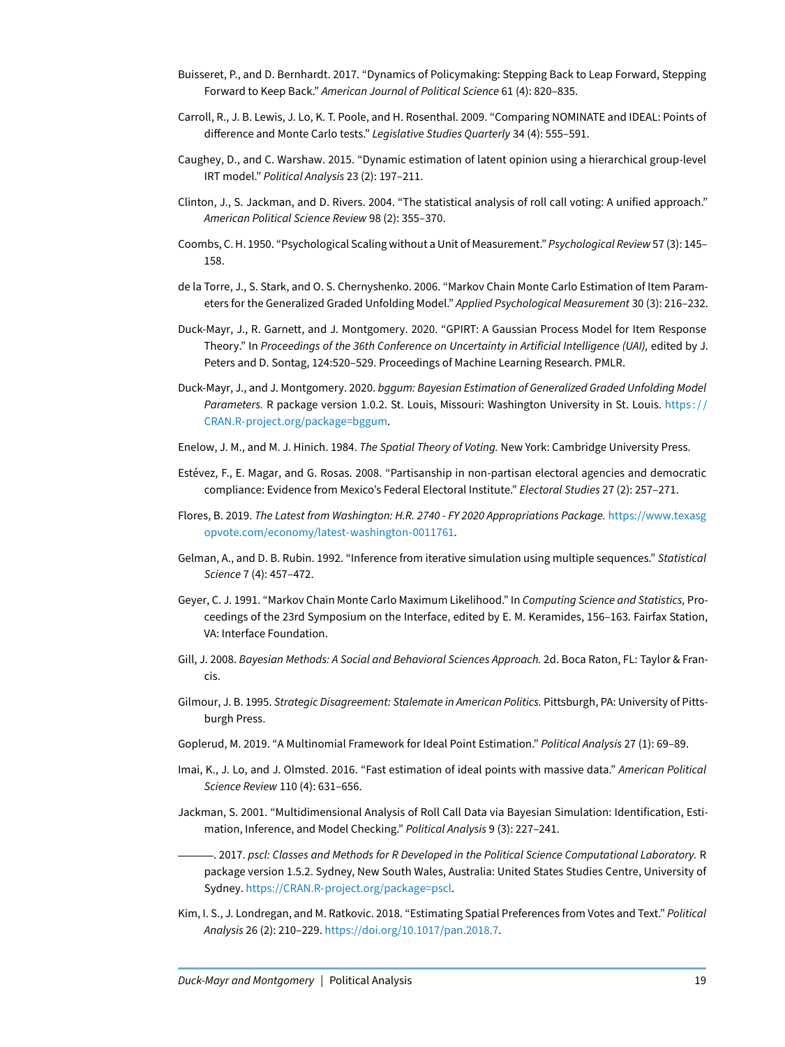Buisseret, P., and D. Bernhardt. 2017. "Dynamics of Policymaking: Stepping Back to Leap Forward, Stepping Forward to Keep Back." *American Journal of Political Science* 61 (4): 820–835.

Carroll, R., J. B. Lewis, J. Lo, K. T. Poole, and H. Rosenthal. 2009. "Comparing NOMINATE and IDEAL: Points of difference and Monte Carlo tests." *Legislative Studies Quarterly* 34 (4): 555–591.

Caughey, D., and C. Warshaw. 2015. "Dynamic estimation of latent opinion using a hierarchical group-level IRT model." *Political Analysis* 23 (2): 197–211.

Clinton, J., S. Jackman, and D. Rivers. 2004. "The statistical analysis of roll call voting: A unified approach." *American Political Science Review* 98 (2): 355–370.

Coombs, C. H. 1950. "Psychological Scaling without a Unit of Measurement." *Psychological Review* 57 (3): 145–158.

de la Torre, J., S. Stark, and O. S. Chernyshenko. 2006. "Markov Chain Monte Carlo Estimation of Item Parameters for the Generalized Graded Unfolding Model." *Applied Psychological Measurement* 30 (3): 216–232.

Duck-Mayr, J., R. Garnett, and J. Montgomery. 2020. "GPIRT: A Gaussian Process Model for Item Response Theory." In *Proceedings of the 36th Conference on Uncertainty in Artificial Intelligence (UAI),* edited by J. Peters and D. Sontag, 124:520–529. Proceedings of Machine Learning Research. PMLR.

Duck-Mayr, J., and J. Montgomery. 2020. *bggum: Bayesian Estimation of Generalized Graded Unfolding Model Parameters.* R package version 1.0.2. St. Louis, Missouri: Washington University in St. Louis. https://CRAN.R-project.org/package=bggum.

Enelow, J. M., and M. J. Hinich. 1984. *The Spatial Theory of Voting.* New York: Cambridge University Press.

Estévez, F., E. Magar, and G. Rosas. 2008. "Partisanship in non-partisan electoral agencies and democratic compliance: Evidence from Mexico's Federal Electoral Institute." *Electoral Studies* 27 (2): 257–271.

Flores, B. 2019. *The Latest from Washington: H.R. 2740 - FY 2020 Appropriations Package.* https://www.texasgopvote.com/economy/latest-washington-0011761.

Gelman, A., and D. B. Rubin. 1992. "Inference from iterative simulation using multiple sequences." *Statistical Science* 7 (4): 457–472.

Geyer, C. J. 1991. "Markov Chain Monte Carlo Maximum Likelihood." In *Computing Science and Statistics,* Proceedings of the 23rd Symposium on the Interface, edited by E. M. Keramides, 156–163. Fairfax Station, VA: Interface Foundation.

Gill, J. 2008. *Bayesian Methods: A Social and Behavioral Sciences Approach.* 2d. Boca Raton, FL: Taylor & Francis.

Gilmour, J. B. 1995. *Strategic Disagreement: Stalemate in American Politics.* Pittsburgh, PA: University of Pittsburgh Press.

Goplerud, M. 2019. "A Multinomial Framework for Ideal Point Estimation." *Political Analysis* 27 (1): 69–89.

Imai, K., J. Lo, and J. Olmsted. 2016. "Fast estimation of ideal points with massive data." *American Political Science Review* 110 (4): 631–656.

Jackman, S. 2001. "Multidimensional Analysis of Roll Call Data via Bayesian Simulation: Identification, Estimation, Inference, and Model Checking." *Political Analysis* 9 (3): 227–241.

———. 2017. *pscl: Classes and Methods for R Developed in the Political Science Computational Laboratory.* R package version 1.5.2. Sydney, New South Wales, Australia: United States Studies Centre, University of Sydney. https://CRAN.R-project.org/package=pscl.

Kim, I. S., J. Londregan, and M. Ratkovic. 2018. "Estimating Spatial Preferences from Votes and Text." *Political Analysis* 26 (2): 210–229. https://doi.org/10.1017/pan.2018.7.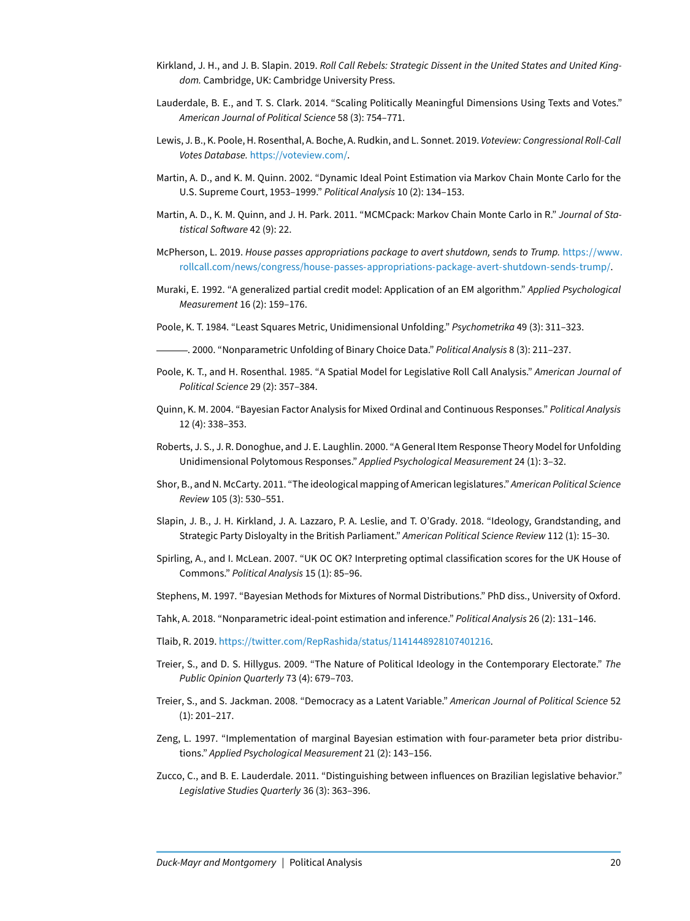Kirkland, J. H., and J. B. Slapin. 2019. *Roll Call Rebels: Strategic Dissent in the United States and United Kingdom.* Cambridge, UK: Cambridge University Press.

Lauderdale, B. E., and T. S. Clark. 2014. "Scaling Politically Meaningful Dimensions Using Texts and Votes." *American Journal of Political Science* 58 (3): 754–771.

Lewis, J. B., K. Poole, H. Rosenthal, A. Boche, A. Rudkin, and L. Sonnet. 2019. *Voteview: Congressional Roll-Call Votes Database.* https://voteview.com/.

Martin, A. D., and K. M. Quinn. 2002. "Dynamic Ideal Point Estimation via Markov Chain Monte Carlo for the U.S. Supreme Court, 1953–1999." *Political Analysis* 10 (2): 134–153.

Martin, A. D., K. M. Quinn, and J. H. Park. 2011. "MCMCpack: Markov Chain Monte Carlo in R." *Journal of Statistical Software* 42 (9): 22.

McPherson, L. 2019. *House passes appropriations package to avert shutdown, sends to Trump.* https://www.rollcall.com/news/congress/house-passes-appropriations-package-avert-shutdown-sends-trump/.

Muraki, E. 1992. "A generalized partial credit model: Application of an EM algorithm." *Applied Psychological Measurement* 16 (2): 159–176.

Poole, K. T. 1984. "Least Squares Metric, Unidimensional Unfolding." *Psychometrika* 49 (3): 311–323.

———. 2000. "Nonparametric Unfolding of Binary Choice Data." *Political Analysis* 8 (3): 211–237.

Poole, K. T., and H. Rosenthal. 1985. "A Spatial Model for Legislative Roll Call Analysis." *American Journal of Political Science* 29 (2): 357–384.

Quinn, K. M. 2004. "Bayesian Factor Analysis for Mixed Ordinal and Continuous Responses." *Political Analysis* 12 (4): 338–353.

Roberts, J. S., J. R. Donoghue, and J. E. Laughlin. 2000. "A General Item Response Theory Model for Unfolding Unidimensional Polytomous Responses." *Applied Psychological Measurement* 24 (1): 3–32.

Shor, B., and N. McCarty. 2011. "The ideological mapping of American legislatures." *American Political Science Review* 105 (3): 530–551.

Slapin, J. B., J. H. Kirkland, J. A. Lazzaro, P. A. Leslie, and T. O'Grady. 2018. "Ideology, Grandstanding, and Strategic Party Disloyalty in the British Parliament." *American Political Science Review* 112 (1): 15–30.

Spirling, A., and I. McLean. 2007. "UK OC OK? Interpreting optimal classification scores for the UK House of Commons." *Political Analysis* 15 (1): 85–96.

Stephens, M. 1997. "Bayesian Methods for Mixtures of Normal Distributions." PhD diss., University of Oxford.

Tahk, A. 2018. "Nonparametric ideal-point estimation and inference." *Political Analysis* 26 (2): 131–146.

Tlaib, R. 2019. https://twitter.com/RepRashida/status/1141448928107401216.

Treier, S., and D. S. Hillygus. 2009. "The Nature of Political Ideology in the Contemporary Electorate." *The Public Opinion Quarterly* 73 (4): 679–703.

Treier, S., and S. Jackman. 2008. "Democracy as a Latent Variable." *American Journal of Political Science* 52 (1): 201–217.

Zeng, L. 1997. "Implementation of marginal Bayesian estimation with four-parameter beta prior distributions." *Applied Psychological Measurement* 21 (2): 143–156.

Zucco, C., and B. E. Lauderdale. 2011. "Distinguishing between influences on Brazilian legislative behavior." *Legislative Studies Quarterly* 36 (3): 363–396.